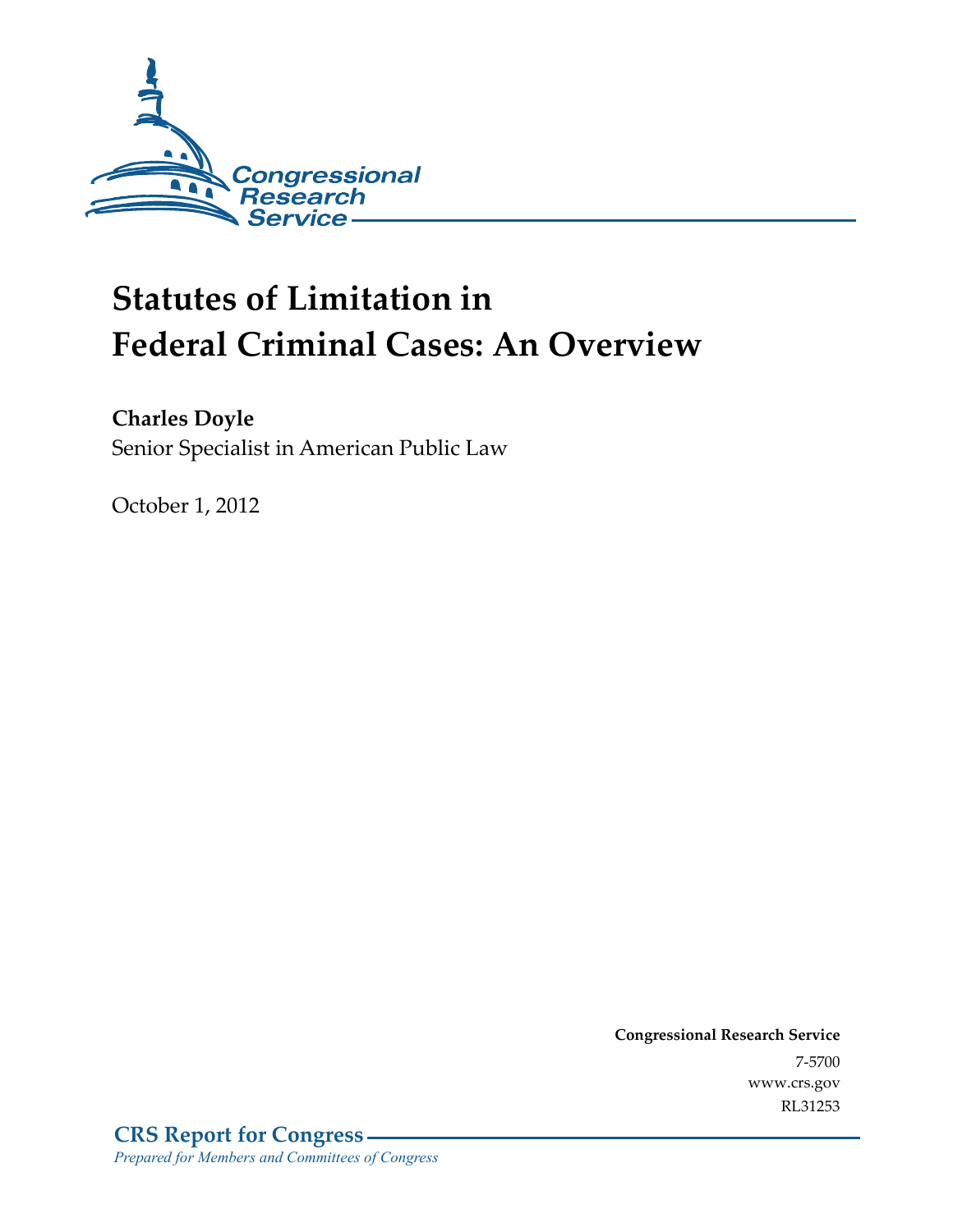Congressional Research Service

# Statutes of Limitation in Federal Criminal Cases: An Overview

**Charles Doyle**
Senior Specialist in American Public Law

October 1, 2012

**Congressional Research Service**
7-5700
www.crs.gov
RL31253

**CRS Report for Congress**
*Prepared for Members and Committees of Congress*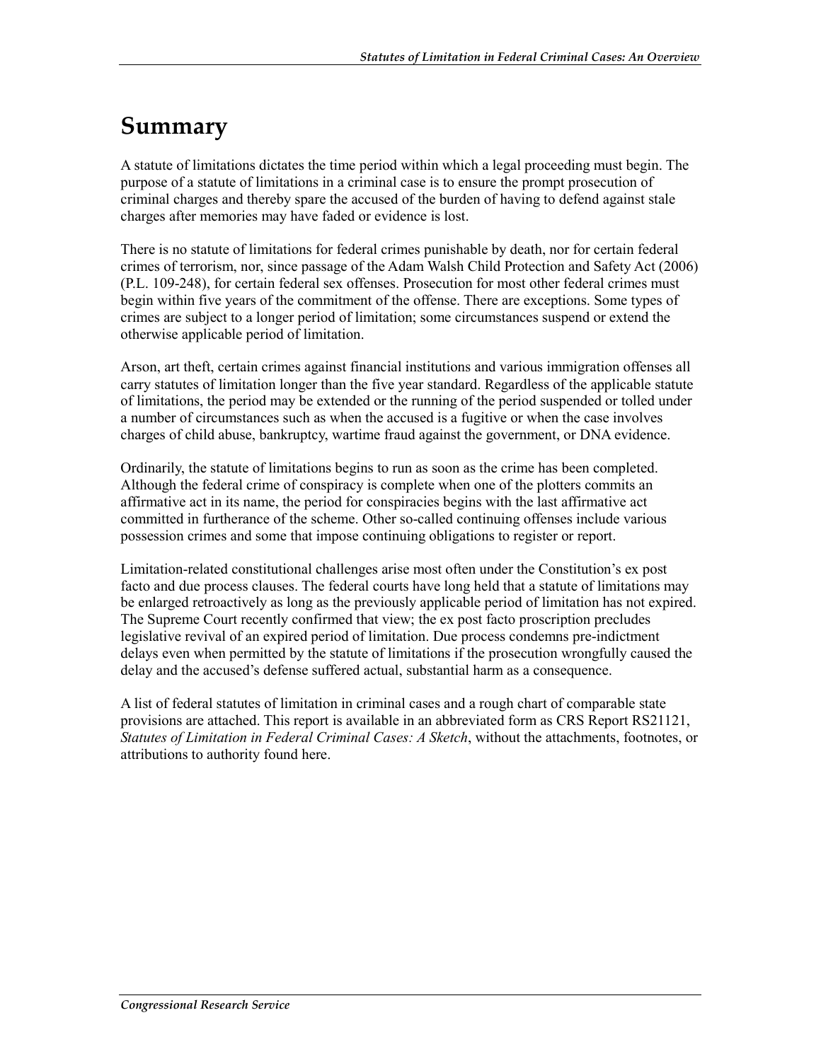# Summary

A statute of limitations dictates the time period within which a legal proceeding must begin. The purpose of a statute of limitations in a criminal case is to ensure the prompt prosecution of criminal charges and thereby spare the accused of the burden of having to defend against stale charges after memories may have faded or evidence is lost.

There is no statute of limitations for federal crimes punishable by death, nor for certain federal crimes of terrorism, nor, since passage of the Adam Walsh Child Protection and Safety Act (2006) (P.L. 109-248), for certain federal sex offenses. Prosecution for most other federal crimes must begin within five years of the commitment of the offense. There are exceptions. Some types of crimes are subject to a longer period of limitation; some circumstances suspend or extend the otherwise applicable period of limitation.

Arson, art theft, certain crimes against financial institutions and various immigration offenses all carry statutes of limitation longer than the five year standard. Regardless of the applicable statute of limitations, the period may be extended or the running of the period suspended or tolled under a number of circumstances such as when the accused is a fugitive or when the case involves charges of child abuse, bankruptcy, wartime fraud against the government, or DNA evidence.

Ordinarily, the statute of limitations begins to run as soon as the crime has been completed. Although the federal crime of conspiracy is complete when one of the plotters commits an affirmative act in its name, the period for conspiracies begins with the last affirmative act committed in furtherance of the scheme. Other so-called continuing offenses include various possession crimes and some that impose continuing obligations to register or report.

Limitation-related constitutional challenges arise most often under the Constitution's ex post facto and due process clauses. The federal courts have long held that a statute of limitations may be enlarged retroactively as long as the previously applicable period of limitation has not expired. The Supreme Court recently confirmed that view; the ex post facto proscription precludes legislative revival of an expired period of limitation. Due process condemns pre-indictment delays even when permitted by the statute of limitations if the prosecution wrongfully caused the delay and the accused's defense suffered actual, substantial harm as a consequence.

A list of federal statutes of limitation in criminal cases and a rough chart of comparable state provisions are attached. This report is available in an abbreviated form as CRS Report RS21121, *Statutes of Limitation in Federal Criminal Cases: A Sketch*, without the attachments, footnotes, or attributions to authority found here.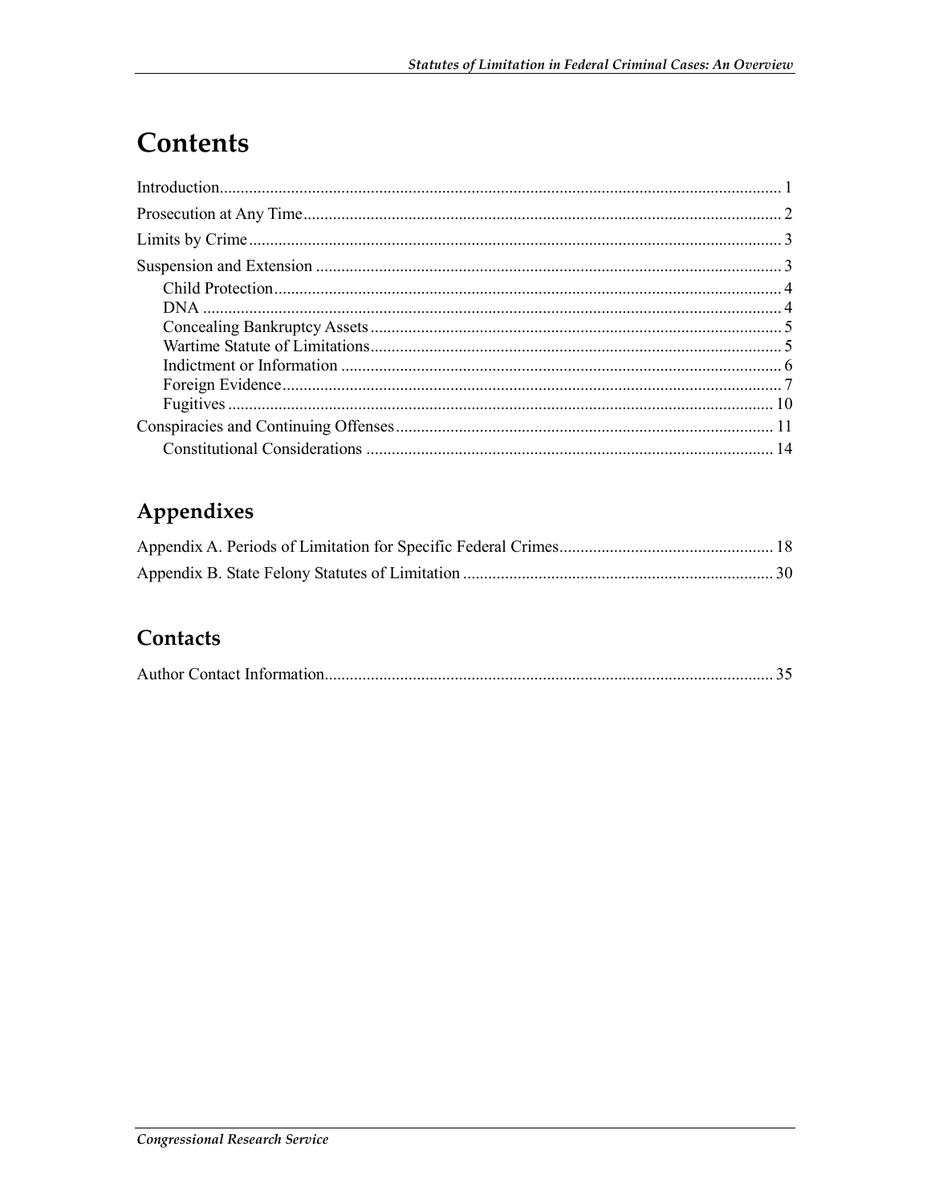# Contents

Introduction..................................................................................................................................... 1

Prosecution at Any Time................................................................................................................. 2

Limits by Crime.............................................................................................................................. 3

Suspension and Extension .............................................................................................................. 3

- Child Protection........................................................................................................................ 4
- DNA ......................................................................................................................................... 4
- Concealing Bankruptcy Assets................................................................................................. 5
- Wartime Statute of Limitations................................................................................................. 5
- Indictment or Information ........................................................................................................ 6
- Foreign Evidence...................................................................................................................... 7
- Fugitives ................................................................................................................................. 10

Conspiracies and Continuing Offenses......................................................................................... 11

- Constitutional Considerations ................................................................................................ 14

## Appendixes

Appendix A. Periods of Limitation for Specific Federal Crimes................................................... 18

Appendix B. State Felony Statutes of Limitation ......................................................................... 30

## Contacts

Author Contact Information.......................................................................................................... 35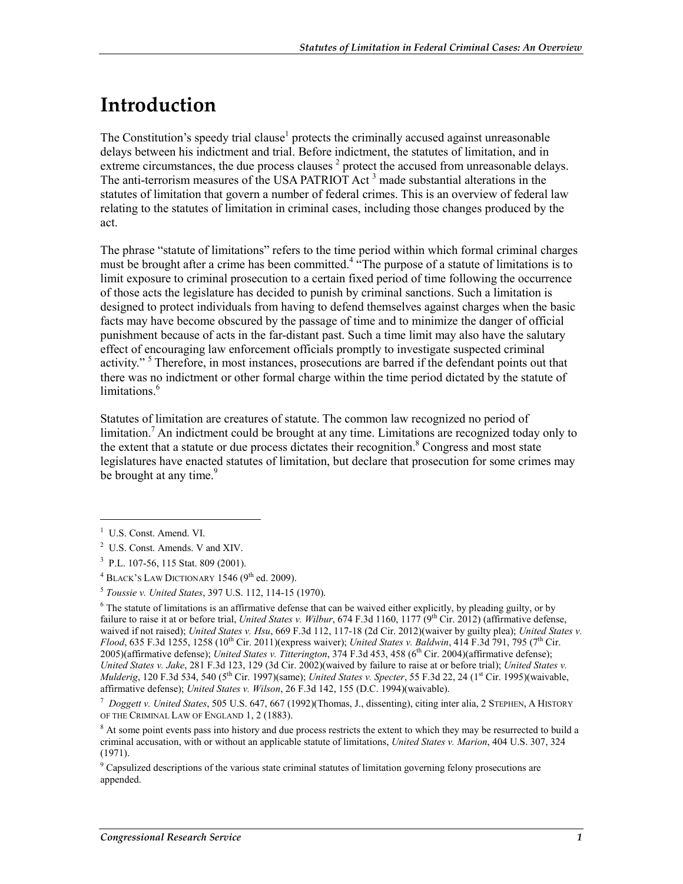# Introduction

The Constitution's speedy trial clause[1] protects the criminally accused against unreasonable delays between his indictment and trial. Before indictment, the statutes of limitation, and in extreme circumstances, the due process clauses [2] protect the accused from unreasonable delays. The anti-terrorism measures of the USA PATRIOT Act [3] made substantial alterations in the statutes of limitation that govern a number of federal crimes. This is an overview of federal law relating to the statutes of limitation in criminal cases, including those changes produced by the act.

The phrase "statute of limitations" refers to the time period within which formal criminal charges must be brought after a crime has been committed.[4] "The purpose of a statute of limitations is to limit exposure to criminal prosecution to a certain fixed period of time following the occurrence of those acts the legislature has decided to punish by criminal sanctions. Such a limitation is designed to protect individuals from having to defend themselves against charges when the basic facts may have become obscured by the passage of time and to minimize the danger of official punishment because of acts in the far-distant past. Such a time limit may also have the salutary effect of encouraging law enforcement officials promptly to investigate suspected criminal activity." [5] Therefore, in most instances, prosecutions are barred if the defendant points out that there was no indictment or other formal charge within the time period dictated by the statute of limitations.[6]

Statutes of limitation are creatures of statute. The common law recognized no period of limitation.[7] An indictment could be brought at any time. Limitations are recognized today only to the extent that a statute or due process dictates their recognition.[8] Congress and most state legislatures have enacted statutes of limitation, but declare that prosecution for some crimes may be brought at any time.[9]

---

[1] U.S. Const. Amend. VI.

[2] U.S. Const. Amends. V and XIV.

[3] P.L. 107-56, 115 Stat. 809 (2001).

[4] BLACK'S LAW DICTIONARY 1546 (9th ed. 2009).

[5] *Toussie v. United States*, 397 U.S. 112, 114-15 (1970).

[6] The statute of limitations is an affirmative defense that can be waived either explicitly, by pleading guilty, or by failure to raise it at or before trial, *United States v. Wilbur*, 674 F.3d 1160, 1177 (9th Cir. 2012) (affirmative defense, waived if not raised); *United States v. Hsu*, 669 F.3d 112, 117-18 (2d Cir. 2012)(waiver by guilty plea); *United States v. Flood*, 635 F.3d 1255, 1258 (10th Cir. 2011)(express waiver); *United States v. Baldwin*, 414 F.3d 791, 795 (7th Cir. 2005)(affirmative defense); *United States v. Titterington*, 374 F.3d 453, 458 (6th Cir. 2004)(affirmative defense); *United States v. Jake*, 281 F.3d 123, 129 (3d Cir. 2002)(waived by failure to raise at or before trial); *United States v. Mulderig*, 120 F.3d 534, 540 (5th Cir. 1997)(same); *United States v. Specter*, 55 F.3d 22, 24 (1st Cir. 1995)(waivable, affirmative defense); *United States v. Wilson*, 26 F.3d 142, 155 (D.C. 1994)(waivable).

[7] *Doggett v. United States*, 505 U.S. 647, 667 (1992)(Thomas, J., dissenting), citing inter alia, 2 STEPHEN, A HISTORY OF THE CRIMINAL LAW OF ENGLAND 1, 2 (1883).

[8] At some point events pass into history and due process restricts the extent to which they may be resurrected to build a criminal accusation, with or without an applicable statute of limitations, *United States v. Marion*, 404 U.S. 307, 324 (1971).

[9] Capsulized descriptions of the various state criminal statutes of limitation governing felony prosecutions are appended.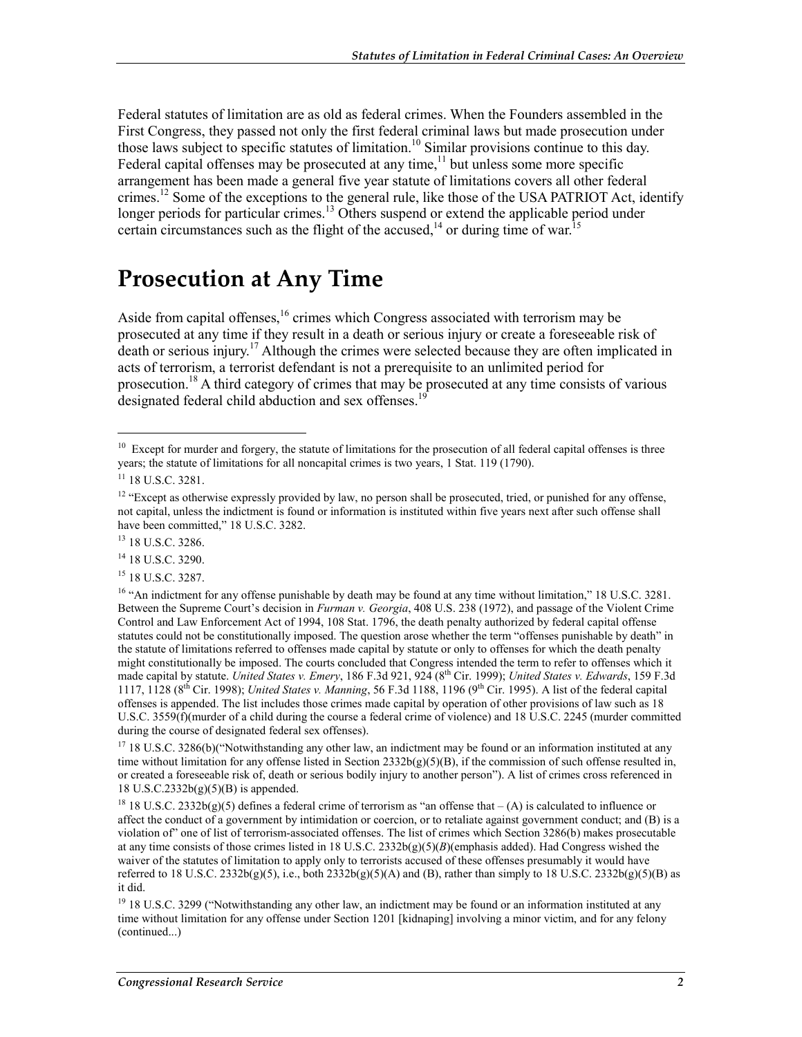Federal statutes of limitation are as old as federal crimes. When the Founders assembled in the First Congress, they passed not only the first federal criminal laws but made prosecution under those laws subject to specific statutes of limitation.[10] Similar provisions continue to this day. Federal capital offenses may be prosecuted at any time,[11] but unless some more specific arrangement has been made a general five year statute of limitations covers all other federal crimes.[12] Some of the exceptions to the general rule, like those of the USA PATRIOT Act, identify longer periods for particular crimes.[13] Others suspend or extend the applicable period under certain circumstances such as the flight of the accused,[14] or during time of war.[15]

# Prosecution at Any Time

Aside from capital offenses,[16] crimes which Congress associated with terrorism may be prosecuted at any time if they result in a death or serious injury or create a foreseeable risk of death or serious injury.[17] Although the crimes were selected because they are often implicated in acts of terrorism, a terrorist defendant is not a prerequisite to an unlimited period for prosecution.[18] A third category of crimes that may be prosecuted at any time consists of various designated federal child abduction and sex offenses.[19]

---

[10] Except for murder and forgery, the statute of limitations for the prosecution of all federal capital offenses is three years; the statute of limitations for all noncapital crimes is two years, 1 Stat. 119 (1790).

[11] 18 U.S.C. 3281.

[12] "Except as otherwise expressly provided by law, no person shall be prosecuted, tried, or punished for any offense, not capital, unless the indictment is found or information is instituted within five years next after such offense shall have been committed," 18 U.S.C. 3282.

[13] 18 U.S.C. 3286.

[14] 18 U.S.C. 3290.

[15] 18 U.S.C. 3287.

[16] "An indictment for any offense punishable by death may be found at any time without limitation," 18 U.S.C. 3281. Between the Supreme Court's decision in *Furman v. Georgia*, 408 U.S. 238 (1972), and passage of the Violent Crime Control and Law Enforcement Act of 1994, 108 Stat. 1796, the death penalty authorized by federal capital offense statutes could not be constitutionally imposed. The question arose whether the term "offenses punishable by death" in the statute of limitations referred to offenses made capital by statute or only to offenses for which the death penalty might constitutionally be imposed. The courts concluded that Congress intended the term to refer to offenses which it made capital by statute. *United States v. Emery*, 186 F.3d 921, 924 (8th Cir. 1999); *United States v. Edwards*, 159 F.3d 1117, 1128 (8th Cir. 1998); *United States v. Manning*, 56 F.3d 1188, 1196 (9th Cir. 1995). A list of the federal capital offenses is appended. The list includes those crimes made capital by operation of other provisions of law such as 18 U.S.C. 3559(f)(murder of a child during the course a federal crime of violence) and 18 U.S.C. 2245 (murder committed during the course of designated federal sex offenses).

[17] 18 U.S.C. 3286(b)("Notwithstanding any other law, an indictment may be found or an information instituted at any time without limitation for any offense listed in Section 2332b(g)(5)(B), if the commission of such offense resulted in, or created a foreseeable risk of, death or serious bodily injury to another person"). A list of crimes cross referenced in 18 U.S.C.2332b(g)(5)(B) is appended.

[18] 18 U.S.C. 2332b(g)(5) defines a federal crime of terrorism as "an offense that – (A) is calculated to influence or affect the conduct of a government by intimidation or coercion, or to retaliate against government conduct; and (B) is a violation of" one of list of terrorism-associated offenses. The list of crimes which Section 3286(b) makes prosecutable at any time consists of those crimes listed in 18 U.S.C. 2332b(g)(5)(*B*)(emphasis added). Had Congress wished the waiver of the statutes of limitation to apply only to terrorists accused of these offenses presumably it would have referred to 18 U.S.C. 2332b(g)(5), i.e., both 2332b(g)(5)(A) and (B), rather than simply to 18 U.S.C. 2332b(g)(5)(B) as it did.

[19] 18 U.S.C. 3299 ("Notwithstanding any other law, an indictment may be found or an information instituted at any time without limitation for any offense under Section 1201 [kidnaping] involving a minor victim, and for any felony (continued...)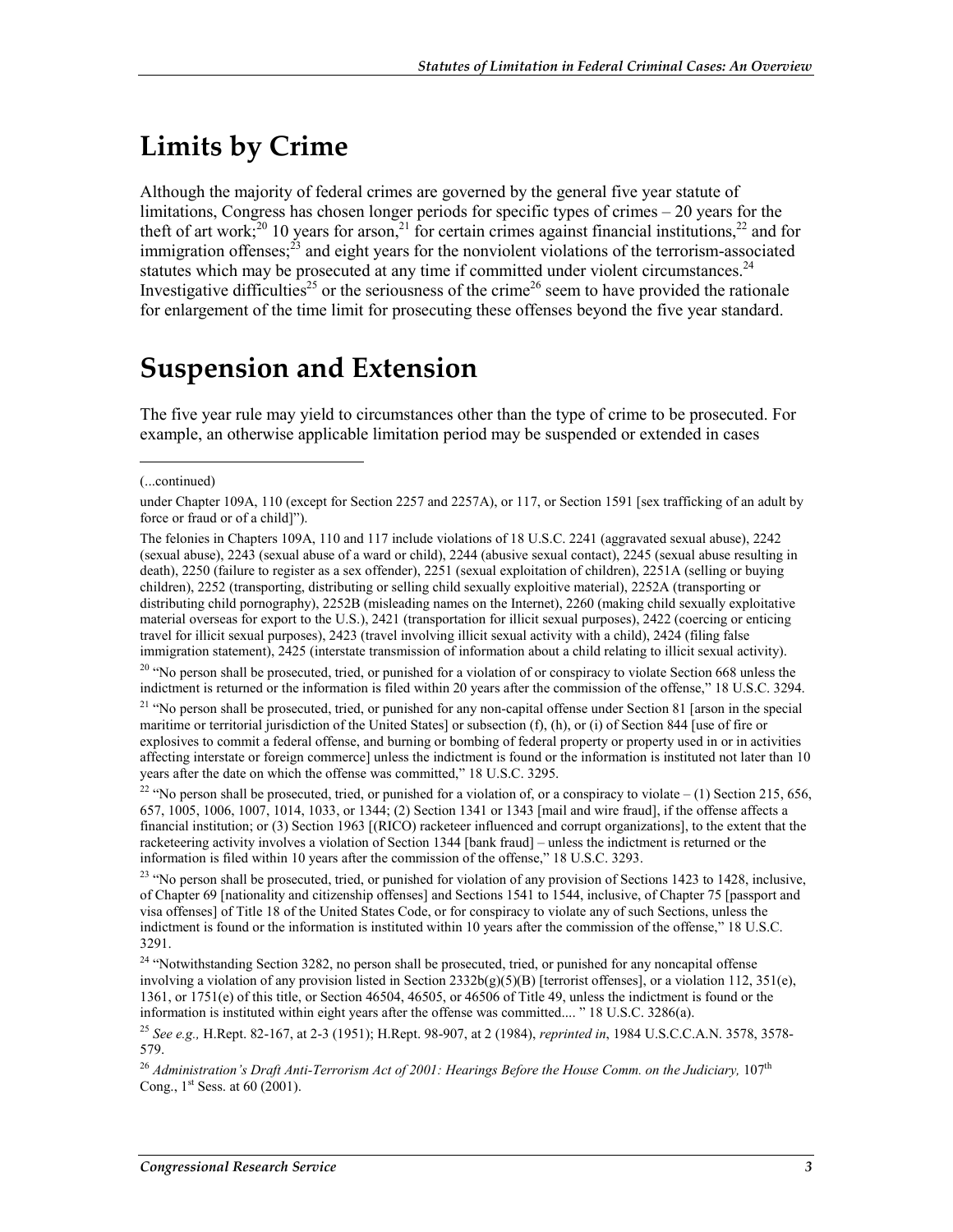## Limits by Crime

Although the majority of federal crimes are governed by the general five year statute of limitations, Congress has chosen longer periods for specific types of crimes – 20 years for the theft of art work;[20] 10 years for arson,[21] for certain crimes against financial institutions,[22] and for immigration offenses;[23] and eight years for the nonviolent violations of the terrorism-associated statutes which may be prosecuted at any time if committed under violent circumstances.[24] Investigative difficulties[25] or the seriousness of the crime[26] seem to have provided the rationale for enlargement of the time limit for prosecuting these offenses beyond the five year standard.

## Suspension and Extension

The five year rule may yield to circumstances other than the type of crime to be prosecuted. For example, an otherwise applicable limitation period may be suspended or extended in cases

---

(...continued)

under Chapter 109A, 110 (except for Section 2257 and 2257A), or 117, or Section 1591 [sex trafficking of an adult by force or fraud or of a child]").

The felonies in Chapters 109A, 110 and 117 include violations of 18 U.S.C. 2241 (aggravated sexual abuse), 2242 (sexual abuse), 2243 (sexual abuse of a ward or child), 2244 (abusive sexual contact), 2245 (sexual abuse resulting in death), 2250 (failure to register as a sex offender), 2251 (sexual exploitation of children), 2251A (selling or buying children), 2252 (transporting, distributing or selling child sexually exploitive material), 2252A (transporting or distributing child pornography), 2252B (misleading names on the Internet), 2260 (making child sexually exploitative material overseas for export to the U.S.), 2421 (transportation for illicit sexual purposes), 2422 (coercing or enticing travel for illicit sexual purposes), 2423 (travel involving illicit sexual activity with a child), 2424 (filing false immigration statement), 2425 (interstate transmission of information about a child relating to illicit sexual activity).

[20] "No person shall be prosecuted, tried, or punished for a violation of or conspiracy to violate Section 668 unless the indictment is returned or the information is filed within 20 years after the commission of the offense," 18 U.S.C. 3294.

[21] "No person shall be prosecuted, tried, or punished for any non-capital offense under Section 81 [arson in the special maritime or territorial jurisdiction of the United States] or subsection (f), (h), or (i) of Section 844 [use of fire or explosives to commit a federal offense, and burning or bombing of federal property or property used in or in activities affecting interstate or foreign commerce] unless the indictment is found or the information is instituted not later than 10 years after the date on which the offense was committed," 18 U.S.C. 3295.

[22] "No person shall be prosecuted, tried, or punished for a violation of, or a conspiracy to violate – (1) Section 215, 656, 657, 1005, 1006, 1007, 1014, 1033, or 1344; (2) Section 1341 or 1343 [mail and wire fraud], if the offense affects a financial institution; or (3) Section 1963 [(RICO) racketeer influenced and corrupt organizations], to the extent that the racketeering activity involves a violation of Section 1344 [bank fraud] – unless the indictment is returned or the information is filed within 10 years after the commission of the offense," 18 U.S.C. 3293.

[23] "No person shall be prosecuted, tried, or punished for violation of any provision of Sections 1423 to 1428, inclusive, of Chapter 69 [nationality and citizenship offenses] and Sections 1541 to 1544, inclusive, of Chapter 75 [passport and visa offenses] of Title 18 of the United States Code, or for conspiracy to violate any of such Sections, unless the indictment is found or the information is instituted within 10 years after the commission of the offense," 18 U.S.C. 3291.

[24] "Notwithstanding Section 3282, no person shall be prosecuted, tried, or punished for any noncapital offense involving a violation of any provision listed in Section 2332b(g)(5)(B) [terrorist offenses], or a violation 112, 351(e), 1361, or 1751(e) of this title, or Section 46504, 46505, or 46506 of Title 49, unless the indictment is found or the information is instituted within eight years after the offense was committed.... " 18 U.S.C. 3286(a).

[25] *See e.g.,* H.Rept. 82-167, at 2-3 (1951); H.Rept. 98-907, at 2 (1984), *reprinted in*, 1984 U.S.C.C.A.N. 3578, 3578-579.

[26] *Administration's Draft Anti-Terrorism Act of 2001: Hearings Before the House Comm. on the Judiciary,* 107th Cong., 1st Sess. at 60 (2001).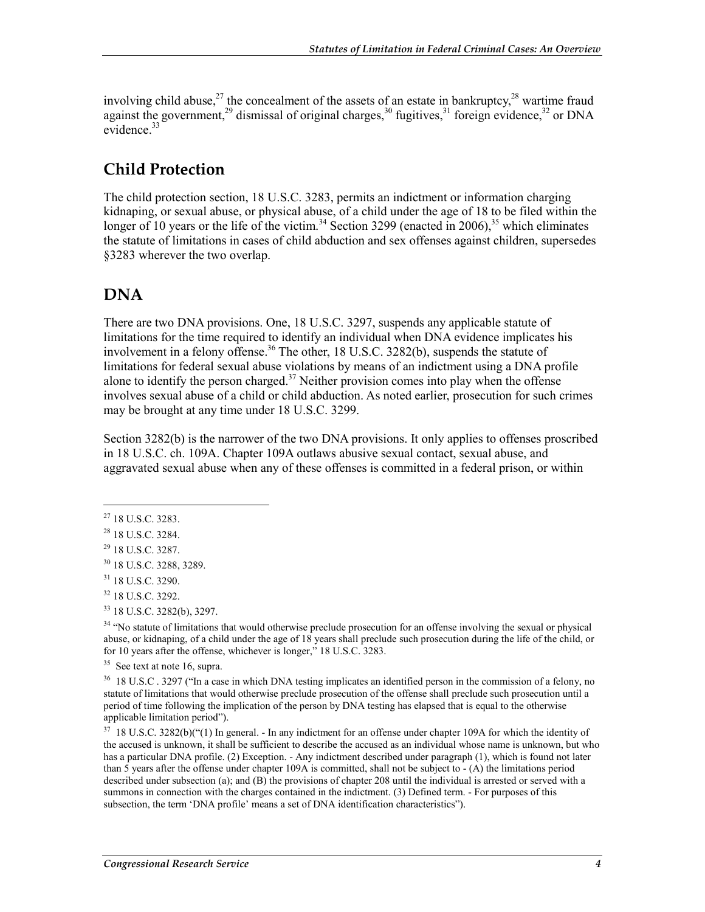involving child abuse,[27] the concealment of the assets of an estate in bankruptcy,[28] wartime fraud against the government,[29] dismissal of original charges,[30] fugitives,[31] foreign evidence,[32] or DNA evidence.[33]

## Child Protection

The child protection section, 18 U.S.C. 3283, permits an indictment or information charging kidnaping, or sexual abuse, or physical abuse, of a child under the age of 18 to be filed within the longer of 10 years or the life of the victim.[34] Section 3299 (enacted in 2006),[35] which eliminates the statute of limitations in cases of child abduction and sex offenses against children, supersedes §3283 wherever the two overlap.

## DNA

There are two DNA provisions. One, 18 U.S.C. 3297, suspends any applicable statute of limitations for the time required to identify an individual when DNA evidence implicates his involvement in a felony offense.[36] The other, 18 U.S.C. 3282(b), suspends the statute of limitations for federal sexual abuse violations by means of an indictment using a DNA profile alone to identify the person charged.[37] Neither provision comes into play when the offense involves sexual abuse of a child or child abduction. As noted earlier, prosecution for such crimes may be brought at any time under 18 U.S.C. 3299.

Section 3282(b) is the narrower of the two DNA provisions. It only applies to offenses proscribed in 18 U.S.C. ch. 109A. Chapter 109A outlaws abusive sexual contact, sexual abuse, and aggravated sexual abuse when any of these offenses is committed in a federal prison, or within

---

[27] 18 U.S.C. 3283.

[28] 18 U.S.C. 3284.

[29] 18 U.S.C. 3287.

[30] 18 U.S.C. 3288, 3289.

[31] 18 U.S.C. 3290.

[32] 18 U.S.C. 3292.

[33] 18 U.S.C. 3282(b), 3297.

[34] "No statute of limitations that would otherwise preclude prosecution for an offense involving the sexual or physical abuse, or kidnaping, of a child under the age of 18 years shall preclude such prosecution during the life of the child, or for 10 years after the offense, whichever is longer," 18 U.S.C. 3283.

[35] See text at note 16, supra.

[36] 18 U.S.C . 3297 ("In a case in which DNA testing implicates an identified person in the commission of a felony, no statute of limitations that would otherwise preclude prosecution of the offense shall preclude such prosecution until a period of time following the implication of the person by DNA testing has elapsed that is equal to the otherwise applicable limitation period").

[37] 18 U.S.C. 3282(b)("(1) In general. - In any indictment for an offense under chapter 109A for which the identity of the accused is unknown, it shall be sufficient to describe the accused as an individual whose name is unknown, but who has a particular DNA profile. (2) Exception. - Any indictment described under paragraph (1), which is found not later than 5 years after the offense under chapter 109A is committed, shall not be subject to - (A) the limitations period described under subsection (a); and (B) the provisions of chapter 208 until the individual is arrested or served with a summons in connection with the charges contained in the indictment. (3) Defined term. - For purposes of this subsection, the term 'DNA profile' means a set of DNA identification characteristics").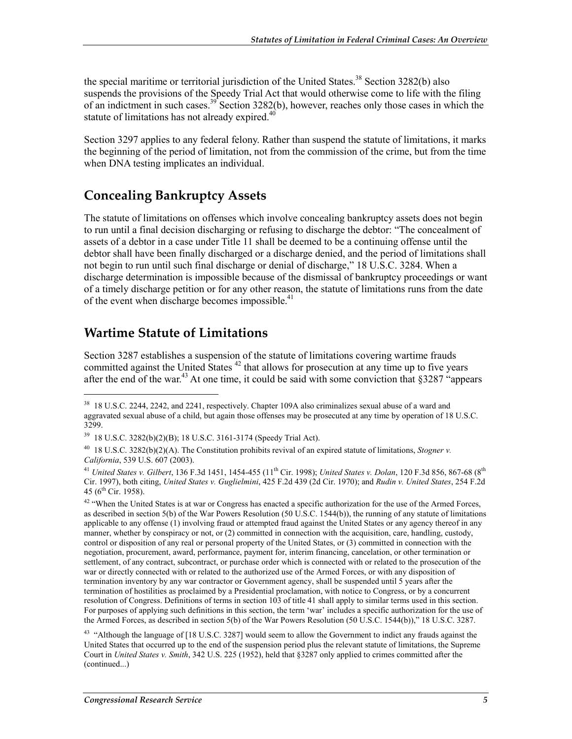the special maritime or territorial jurisdiction of the United States.[38] Section 3282(b) also suspends the provisions of the Speedy Trial Act that would otherwise come to life with the filing of an indictment in such cases.[39] Section 3282(b), however, reaches only those cases in which the statute of limitations has not already expired.[40]

Section 3297 applies to any federal felony. Rather than suspend the statute of limitations, it marks the beginning of the period of limitation, not from the commission of the crime, but from the time when DNA testing implicates an individual.

## Concealing Bankruptcy Assets

The statute of limitations on offenses which involve concealing bankruptcy assets does not begin to run until a final decision discharging or refusing to discharge the debtor: "The concealment of assets of a debtor in a case under Title 11 shall be deemed to be a continuing offense until the debtor shall have been finally discharged or a discharge denied, and the period of limitations shall not begin to run until such final discharge or denial of discharge," 18 U.S.C. 3284. When a discharge determination is impossible because of the dismissal of bankruptcy proceedings or want of a timely discharge petition or for any other reason, the statute of limitations runs from the date of the event when discharge becomes impossible.[41]

## Wartime Statute of Limitations

Section 3287 establishes a suspension of the statute of limitations covering wartime frauds committed against the United States [42] that allows for prosecution at any time up to five years after the end of the war.[43] At one time, it could be said with some conviction that §3287 "appears

---

[38] 18 U.S.C. 2244, 2242, and 2241, respectively. Chapter 109A also criminalizes sexual abuse of a ward and aggravated sexual abuse of a child, but again those offenses may be prosecuted at any time by operation of 18 U.S.C. 3299.

[39] 18 U.S.C. 3282(b)(2)(B); 18 U.S.C. 3161-3174 (Speedy Trial Act).

[40] 18 U.S.C. 3282(b)(2)(A). The Constitution prohibits revival of an expired statute of limitations, *Stogner v. California*, 539 U.S. 607 (2003).

[41] *United States v. Gilbert*, 136 F.3d 1451, 1454-455 (11th Cir. 1998); *United States v. Dolan*, 120 F.3d 856, 867-68 (8th Cir. 1997), both citing, *United States v. Guglielmini*, 425 F.2d 439 (2d Cir. 1970); and *Rudin v. United States*, 254 F.2d 45 (6th Cir. 1958).

[42] "When the United States is at war or Congress has enacted a specific authorization for the use of the Armed Forces, as described in section 5(b) of the War Powers Resolution (50 U.S.C. 1544(b)), the running of any statute of limitations applicable to any offense (1) involving fraud or attempted fraud against the United States or any agency thereof in any manner, whether by conspiracy or not, or (2) committed in connection with the acquisition, care, handling, custody, control or disposition of any real or personal property of the United States, or (3) committed in connection with the negotiation, procurement, award, performance, payment for, interim financing, cancelation, or other termination or settlement, of any contract, subcontract, or purchase order which is connected with or related to the prosecution of the war or directly connected with or related to the authorized use of the Armed Forces, or with any disposition of termination inventory by any war contractor or Government agency, shall be suspended until 5 years after the termination of hostilities as proclaimed by a Presidential proclamation, with notice to Congress, or by a concurrent resolution of Congress. Definitions of terms in section 103 of title 41 shall apply to similar terms used in this section. For purposes of applying such definitions in this section, the term 'war' includes a specific authorization for the use of the Armed Forces, as described in section 5(b) of the War Powers Resolution (50 U.S.C. 1544(b))," 18 U.S.C. 3287.

[43] "Although the language of [18 U.S.C. 3287] would seem to allow the Government to indict any frauds against the United States that occurred up to the end of the suspension period plus the relevant statute of limitations, the Supreme Court in *United States v. Smith*, 342 U.S. 225 (1952), held that §3287 only applied to crimes committed after the (continued...)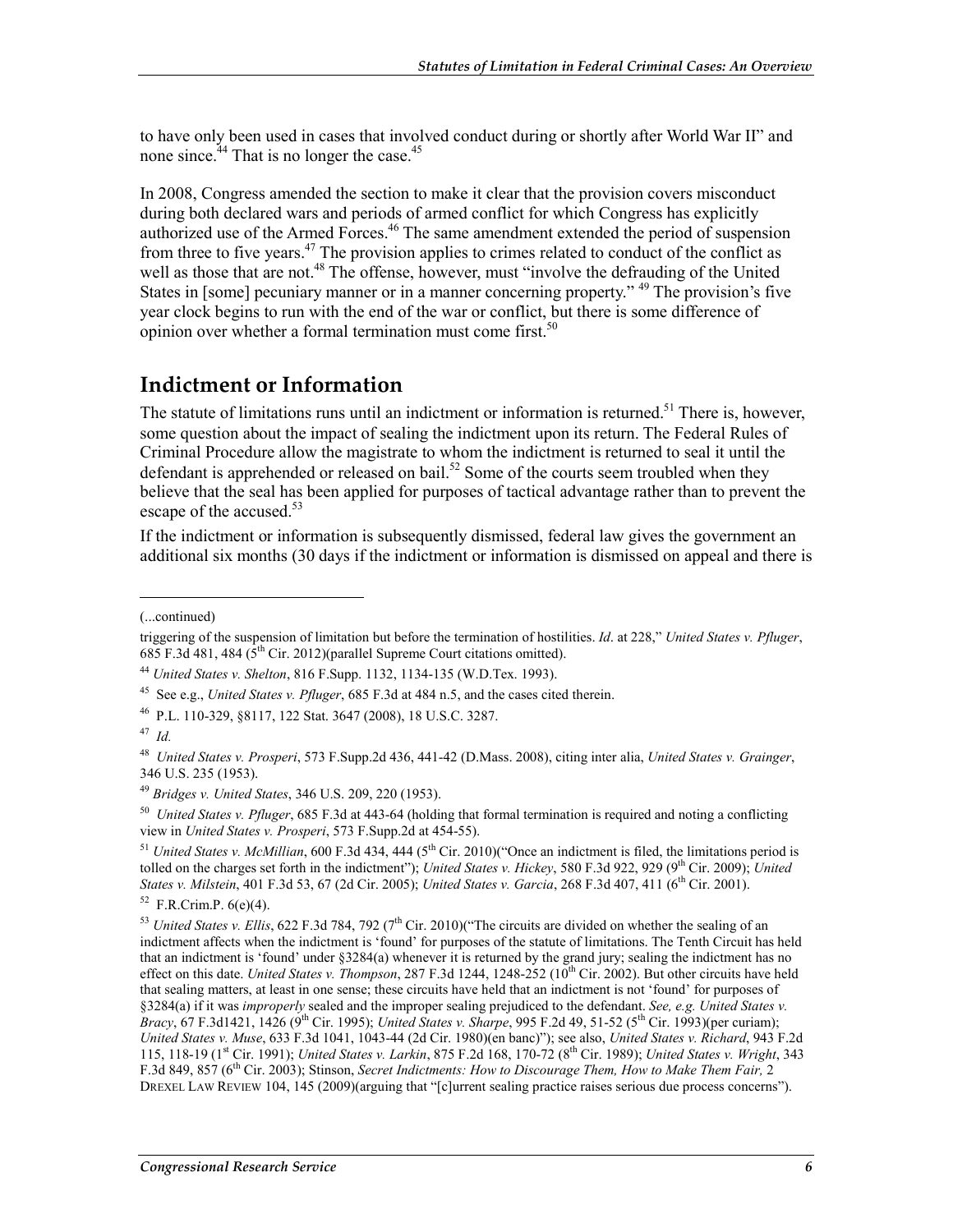to have only been used in cases that involved conduct during or shortly after World War II" and none since.[44] That is no longer the case.[45]

In 2008, Congress amended the section to make it clear that the provision covers misconduct during both declared wars and periods of armed conflict for which Congress has explicitly authorized use of the Armed Forces.[46] The same amendment extended the period of suspension from three to five years.[47] The provision applies to crimes related to conduct of the conflict as well as those that are not.[48] The offense, however, must "involve the defrauding of the United States in [some] pecuniary manner or in a manner concerning property." [49] The provision's five year clock begins to run with the end of the war or conflict, but there is some difference of opinion over whether a formal termination must come first.[50]

## Indictment or Information

The statute of limitations runs until an indictment or information is returned.[51] There is, however, some question about the impact of sealing the indictment upon its return. The Federal Rules of Criminal Procedure allow the magistrate to whom the indictment is returned to seal it until the defendant is apprehended or released on bail.[52] Some of the courts seem troubled when they believe that the seal has been applied for purposes of tactical advantage rather than to prevent the escape of the accused.[53]

If the indictment or information is subsequently dismissed, federal law gives the government an additional six months (30 days if the indictment or information is dismissed on appeal and there is

---

(...continued)

triggering of the suspension of limitation but before the termination of hostilities. *Id*. at 228," *United States v. Pfluger*, 685 F.3d 481, 484 (5th Cir. 2012)(parallel Supreme Court citations omitted).

[44] *United States v. Shelton*, 816 F.Supp. 1132, 1134-135 (W.D.Tex. 1993).

[45] See e.g., *United States v. Pfluger*, 685 F.3d at 484 n.5, and the cases cited therein.

[46] P.L. 110-329, §8117, 122 Stat. 3647 (2008), 18 U.S.C. 3287.

[47] *Id.*

[48] *United States v. Prosperi*, 573 F.Supp.2d 436, 441-42 (D.Mass. 2008), citing inter alia, *United States v. Grainger*, 346 U.S. 235 (1953).

[49] *Bridges v. United States*, 346 U.S. 209, 220 (1953).

[50] *United States v. Pfluger*, 685 F.3d at 443-64 (holding that formal termination is required and noting a conflicting view in *United States v. Prosperi*, 573 F.Supp.2d at 454-55).

[51] *United States v. McMillian*, 600 F.3d 434, 444 (5th Cir. 2010)("Once an indictment is filed, the limitations period is tolled on the charges set forth in the indictment"); *United States v. Hickey*, 580 F.3d 922, 929 (9th Cir. 2009); *United States v. Milstein*, 401 F.3d 53, 67 (2d Cir. 2005); *United States v. Garcia*, 268 F.3d 407, 411 (6th Cir. 2001).

[52] F.R.Crim.P. 6(e)(4).

[53] *United States v. Ellis*, 622 F.3d 784, 792 (7th Cir. 2010)("The circuits are divided on whether the sealing of an indictment affects when the indictment is 'found' for purposes of the statute of limitations. The Tenth Circuit has held that an indictment is 'found' under §3284(a) whenever it is returned by the grand jury; sealing the indictment has no effect on this date. *United States v. Thompson*, 287 F.3d 1244, 1248-252 (10th Cir. 2002). But other circuits have held that sealing matters, at least in one sense; these circuits have held that an indictment is not 'found' for purposes of §3284(a) if it was *improperly* sealed and the improper sealing prejudiced to the defendant. *See, e.g. United States v. Bracy*, 67 F.3d1421, 1426 (9th Cir. 1995); *United States v. Sharpe*, 995 F.2d 49, 51-52 (5th Cir. 1993)(per curiam); *United States v. Muse*, 633 F.3d 1041, 1043-44 (2d Cir. 1980)(en banc)"); see also, *United States v. Richard*, 943 F.2d 115, 118-19 (1st Cir. 1991); *United States v. Larkin*, 875 F.2d 168, 170-72 (8th Cir. 1989); *United States v. Wright*, 343 F.3d 849, 857 (6th Cir. 2003); Stinson, *Secret Indictments: How to Discourage Them, How to Make Them Fair,* 2 DREXEL LAW REVIEW 104, 145 (2009)(arguing that "[c]urrent sealing practice raises serious due process concerns").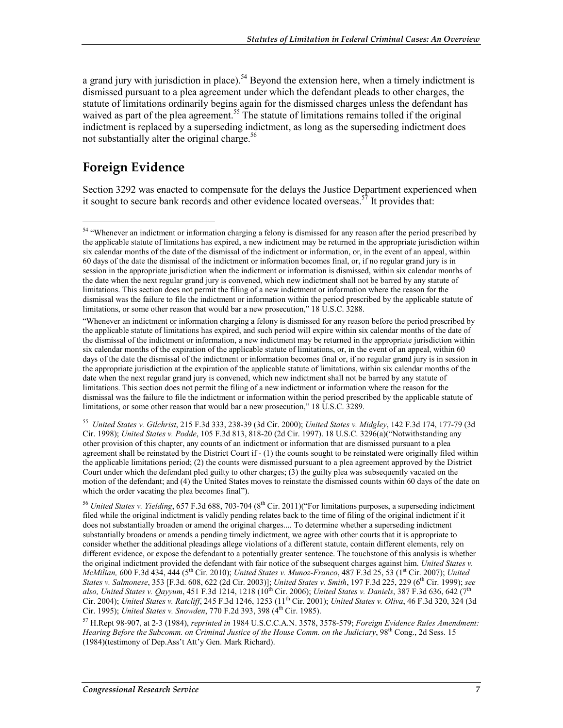a grand jury with jurisdiction in place).[54] Beyond the extension here, when a timely indictment is dismissed pursuant to a plea agreement under which the defendant pleads to other charges, the statute of limitations ordinarily begins again for the dismissed charges unless the defendant has waived as part of the plea agreement.[55] The statute of limitations remains tolled if the original indictment is replaced by a superseding indictment, as long as the superseding indictment does not substantially alter the original charge.[56]

## Foreign Evidence

Section 3292 was enacted to compensate for the delays the Justice Department experienced when it sought to secure bank records and other evidence located overseas.[57] It provides that:

---

[54] "Whenever an indictment or information charging a felony is dismissed for any reason after the period prescribed by the applicable statute of limitations has expired, a new indictment may be returned in the appropriate jurisdiction within six calendar months of the date of the dismissal of the indictment or information, or, in the event of an appeal, within 60 days of the date the dismissal of the indictment or information becomes final, or, if no regular grand jury is in session in the appropriate jurisdiction when the indictment or information is dismissed, within six calendar months of the date when the next regular grand jury is convened, which new indictment shall not be barred by any statute of limitations. This section does not permit the filing of a new indictment or information where the reason for the dismissal was the failure to file the indictment or information within the period prescribed by the applicable statute of limitations, or some other reason that would bar a new prosecution," 18 U.S.C. 3288.

"Whenever an indictment or information charging a felony is dismissed for any reason before the period prescribed by the applicable statute of limitations has expired, and such period will expire within six calendar months of the date of the dismissal of the indictment or information, a new indictment may be returned in the appropriate jurisdiction within six calendar months of the expiration of the applicable statute of limitations, or, in the event of an appeal, within 60 days of the date the dismissal of the indictment or information becomes final or, if no regular grand jury is in session in the appropriate jurisdiction at the expiration of the applicable statute of limitations, within six calendar months of the date when the next regular grand jury is convened, which new indictment shall not be barred by any statute of limitations. This section does not permit the filing of a new indictment or information where the reason for the dismissal was the failure to file the indictment or information within the period prescribed by the applicable statute of limitations, or some other reason that would bar a new prosecution," 18 U.S.C. 3289.

[55] *United States v. Gilchrist*, 215 F.3d 333, 238-39 (3d Cir. 2000); *United States v. Midgley*, 142 F.3d 174, 177-79 (3d Cir. 1998); *United States v. Podde*, 105 F.3d 813, 818-20 (2d Cir. 1997). 18 U.S.C. 3296(a)("Notwithstanding any other provision of this chapter, any counts of an indictment or information that are dismissed pursuant to a plea agreement shall be reinstated by the District Court if - (1) the counts sought to be reinstated were originally filed within the applicable limitations period; (2) the counts were dismissed pursuant to a plea agreement approved by the District Court under which the defendant pled guilty to other charges; (3) the guilty plea was subsequently vacated on the motion of the defendant; and (4) the United States moves to reinstate the dismissed counts within 60 days of the date on which the order vacating the plea becomes final").

[56] *United States v. Yielding*, 657 F.3d 688, 703-704 (8th Cir. 2011)("For limitations purposes, a superseding indictment filed while the original indictment is validly pending relates back to the time of filing of the original indictment if it does not substantially broaden or amend the original charges.... To determine whether a superseding indictment substantially broadens or amends a pending timely indictment, we agree with other courts that it is appropriate to consider whether the additional pleadings allege violations of a different statute, contain different elements, rely on different evidence, or expose the defendant to a potentially greater sentence. The touchstone of this analysis is whether the original indictment provided the defendant with fair notice of the subsequent charges against him. *United States v. McMilian,* 600 F.3d 434, 444 (5th Cir. 2010); *United States v. Munoz-Franco*, 487 F.3d 25, 53 (1st Cir. 2007); *United States v. Salmonese*, 353 [F.3d. 608, 622 (2d Cir. 2003)]; *United States v. Smith*, 197 F.3d 225, 229 (6th Cir. 1999); *see also, United States v. Qayyum*, 451 F.3d 1214, 1218 (10th Cir. 2006); *United States v. Daniels*, 387 F.3d 636, 642 (7th Cir. 2004); *United States v. Ratcliff*, 245 F.3d 1246, 1253 (11th Cir. 2001); *United States v. Oliva*, 46 F.3d 320, 324 (3d Cir. 1995); *United States v. Snowden*, 770 F.2d 393, 398 (4th Cir. 1985).

[57] H.Rept 98-907, at 2-3 (1984), *reprinted in* 1984 U.S.C.C.A.N. 3578, 3578-579; *Foreign Evidence Rules Amendment: Hearing Before the Subcomm. on Criminal Justice of the House Comm. on the Judiciary*, 98th Cong., 2d Sess. 15 (1984)(testimony of Dep.Ass't Att'y Gen. Mark Richard).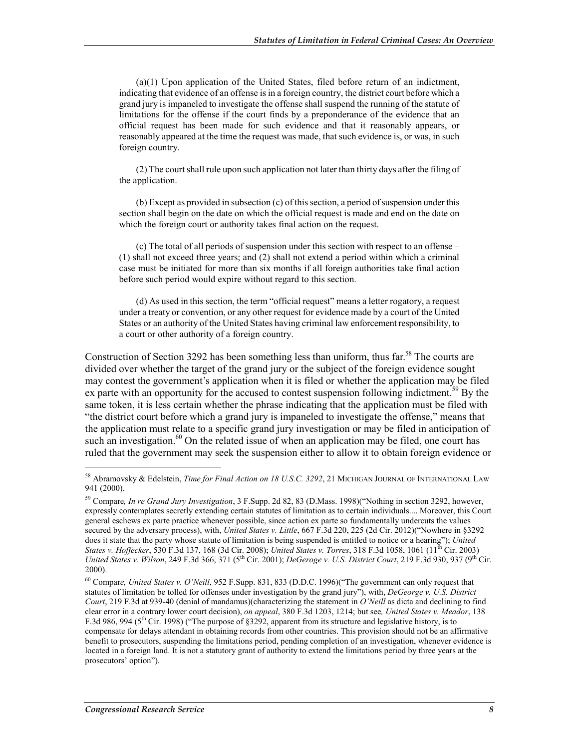(a)(1) Upon application of the United States, filed before return of an indictment, indicating that evidence of an offense is in a foreign country, the district court before which a grand jury is impaneled to investigate the offense shall suspend the running of the statute of limitations for the offense if the court finds by a preponderance of the evidence that an official request has been made for such evidence and that it reasonably appears, or reasonably appeared at the time the request was made, that such evidence is, or was, in such foreign country.

(2) The court shall rule upon such application not later than thirty days after the filing of the application.

(b) Except as provided in subsection (c) of this section, a period of suspension under this section shall begin on the date on which the official request is made and end on the date on which the foreign court or authority takes final action on the request.

(c) The total of all periods of suspension under this section with respect to an offense – (1) shall not exceed three years; and (2) shall not extend a period within which a criminal case must be initiated for more than six months if all foreign authorities take final action before such period would expire without regard to this section.

(d) As used in this section, the term "official request" means a letter rogatory, a request under a treaty or convention, or any other request for evidence made by a court of the United States or an authority of the United States having criminal law enforcement responsibility, to a court or other authority of a foreign country.

Construction of Section 3292 has been something less than uniform, thus far.[58] The courts are divided over whether the target of the grand jury or the subject of the foreign evidence sought may contest the government's application when it is filed or whether the application may be filed ex parte with an opportunity for the accused to contest suspension following indictment.[59] By the same token, it is less certain whether the phrase indicating that the application must be filed with "the district court before which a grand jury is impaneled to investigate the offense," means that the application must relate to a specific grand jury investigation or may be filed in anticipation of such an investigation.[60] On the related issue of when an application may be filed, one court has ruled that the government may seek the suspension either to allow it to obtain foreign evidence or

---

[58] Abramovsky & Edelstein, *Time for Final Action on 18 U.S.C. 3292*, 21 MICHIGAN JOURNAL OF INTERNATIONAL LAW 941 (2000).

[59] Compare*, In re Grand Jury Investigation*, 3 F.Supp. 2d 82, 83 (D.Mass. 1998)("Nothing in section 3292, however, expressly contemplates secretly extending certain statutes of limitation as to certain individuals.... Moreover, this Court general eschews ex parte practice whenever possible, since action ex parte so fundamentally undercuts the values secured by the adversary process), with, *United States v. Little*, 667 F.3d 220, 225 (2d Cir. 2012)("Nowhere in §3292 does it state that the party whose statute of limitation is being suspended is entitled to notice or a hearing"); *United States v. Hoffecker*, 530 F.3d 137, 168 (3d Cir. 2008); *United States v. Torres*, 318 F.3d 1058, 1061 (11th Cir. 2003) *United States v. Wilson*, 249 F.3d 366, 371 (5th Cir. 2001); *DeGeroge v. U.S. District Court*, 219 F.3d 930, 937 (9th Cir. 2000).

[60] Compare*, United States v. O'Neill*, 952 F.Supp. 831, 833 (D.D.C. 1996)("The government can only request that statutes of limitation be tolled for offenses under investigation by the grand jury"), with, *DeGeorge v. U.S. District Court*, 219 F.3d at 939-40 (denial of mandamus)(characterizing the statement in *O'Neill* as dicta and declining to find clear error in a contrary lower court decision), *on appeal*, 380 F.3d 1203, 1214; but see*, United States v. Meador*, 138 F.3d 986, 994 (5th Cir. 1998) ("The purpose of §3292, apparent from its structure and legislative history, is to compensate for delays attendant in obtaining records from other countries. This provision should not be an affirmative benefit to prosecutors, suspending the limitations period, pending completion of an investigation, whenever evidence is located in a foreign land. It is not a statutory grant of authority to extend the limitations period by three years at the prosecutors' option").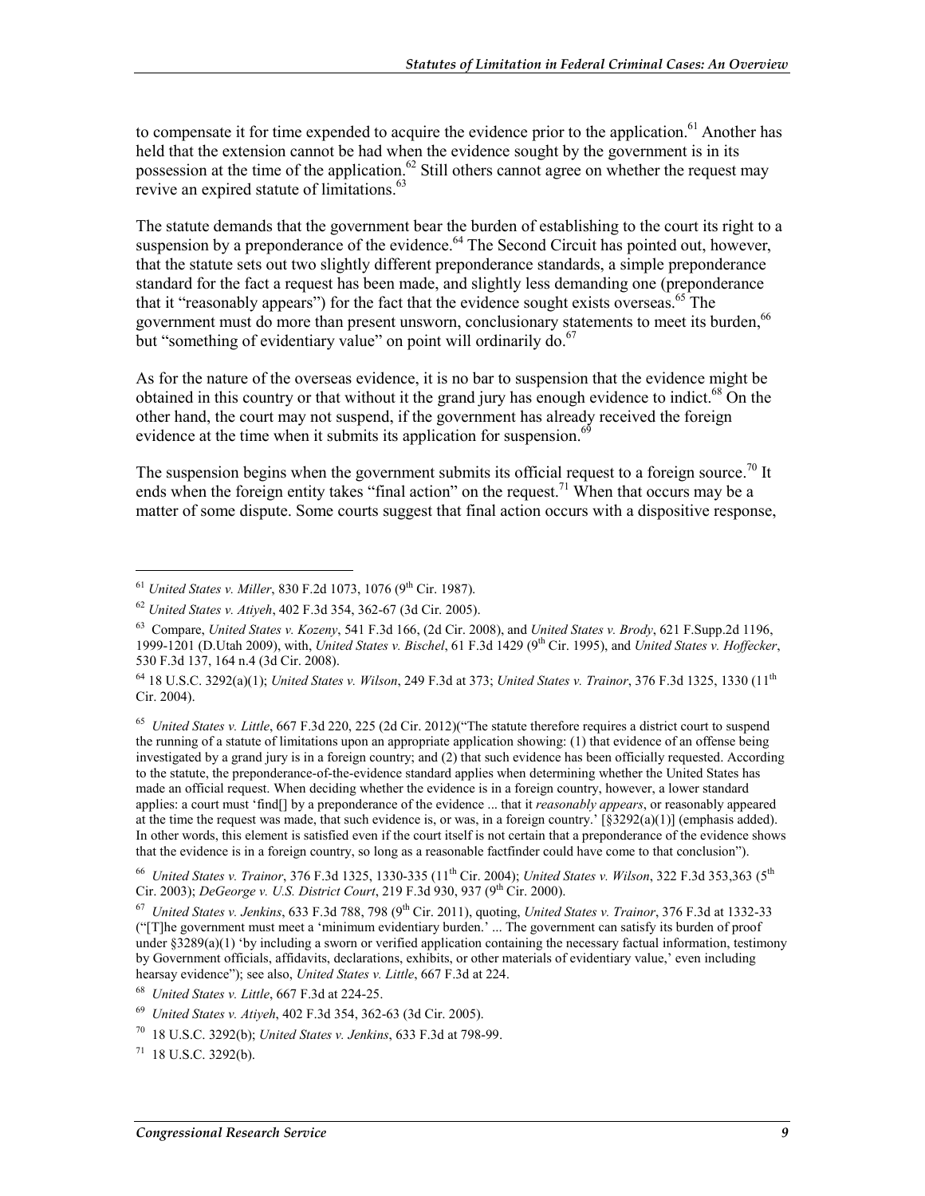to compensate it for time expended to acquire the evidence prior to the application.[61] Another has held that the extension cannot be had when the evidence sought by the government is in its possession at the time of the application.[62] Still others cannot agree on whether the request may revive an expired statute of limitations.[63]

The statute demands that the government bear the burden of establishing to the court its right to a suspension by a preponderance of the evidence.[64] The Second Circuit has pointed out, however, that the statute sets out two slightly different preponderance standards, a simple preponderance standard for the fact a request has been made, and slightly less demanding one (preponderance that it "reasonably appears") for the fact that the evidence sought exists overseas.[65] The government must do more than present unsworn, conclusionary statements to meet its burden,[66] but "something of evidentiary value" on point will ordinarily do.[67]

As for the nature of the overseas evidence, it is no bar to suspension that the evidence might be obtained in this country or that without it the grand jury has enough evidence to indict.[68] On the other hand, the court may not suspend, if the government has already received the foreign evidence at the time when it submits its application for suspension.[69]

The suspension begins when the government submits its official request to a foreign source.[70] It ends when the foreign entity takes "final action" on the request.[71] When that occurs may be a matter of some dispute. Some courts suggest that final action occurs with a dispositive response,

---

[61] *United States v. Miller*, 830 F.2d 1073, 1076 (9th Cir. 1987).

[62] *United States v. Atiyeh*, 402 F.3d 354, 362-67 (3d Cir. 2005).

[63] Compare, *United States v. Kozeny*, 541 F.3d 166, (2d Cir. 2008), and *United States v. Brody*, 621 F.Supp.2d 1196, 1999-1201 (D.Utah 2009), with, *United States v. Bischel*, 61 F.3d 1429 (9th Cir. 1995), and *United States v. Hoffecker*, 530 F.3d 137, 164 n.4 (3d Cir. 2008).

[64] 18 U.S.C. 3292(a)(1); *United States v. Wilson*, 249 F.3d at 373; *United States v. Trainor*, 376 F.3d 1325, 1330 (11th Cir. 2004).

[65] *United States v. Little*, 667 F.3d 220, 225 (2d Cir. 2012)("The statute therefore requires a district court to suspend the running of a statute of limitations upon an appropriate application showing: (1) that evidence of an offense being investigated by a grand jury is in a foreign country; and (2) that such evidence has been officially requested. According to the statute, the preponderance-of-the-evidence standard applies when determining whether the United States has made an official request. When deciding whether the evidence is in a foreign country, however, a lower standard applies: a court must 'find[] by a preponderance of the evidence ... that it *reasonably appears*, or reasonably appeared at the time the request was made, that such evidence is, or was, in a foreign country.' [§3292(a)(1)] (emphasis added). In other words, this element is satisfied even if the court itself is not certain that a preponderance of the evidence shows that the evidence is in a foreign country, so long as a reasonable factfinder could have come to that conclusion").

[66] *United States v. Trainor*, 376 F.3d 1325, 1330-335 (11th Cir. 2004); *United States v. Wilson*, 322 F.3d 353,363 (5th Cir. 2003); *DeGeorge v. U.S. District Court*, 219 F.3d 930, 937 (9th Cir. 2000).

[67] *United States v. Jenkins*, 633 F.3d 788, 798 (9th Cir. 2011), quoting, *United States v. Trainor*, 376 F.3d at 1332-33 ("[T]he government must meet a 'minimum evidentiary burden.' ... The government can satisfy its burden of proof under §3289(a)(1) 'by including a sworn or verified application containing the necessary factual information, testimony by Government officials, affidavits, declarations, exhibits, or other materials of evidentiary value,' even including hearsay evidence"); see also, *United States v. Little*, 667 F.3d at 224.

[68] *United States v. Little*, 667 F.3d at 224-25.

[69] *United States v. Atiyeh*, 402 F.3d 354, 362-63 (3d Cir. 2005).

[70] 18 U.S.C. 3292(b); *United States v. Jenkins*, 633 F.3d at 798-99.

[71] 18 U.S.C. 3292(b).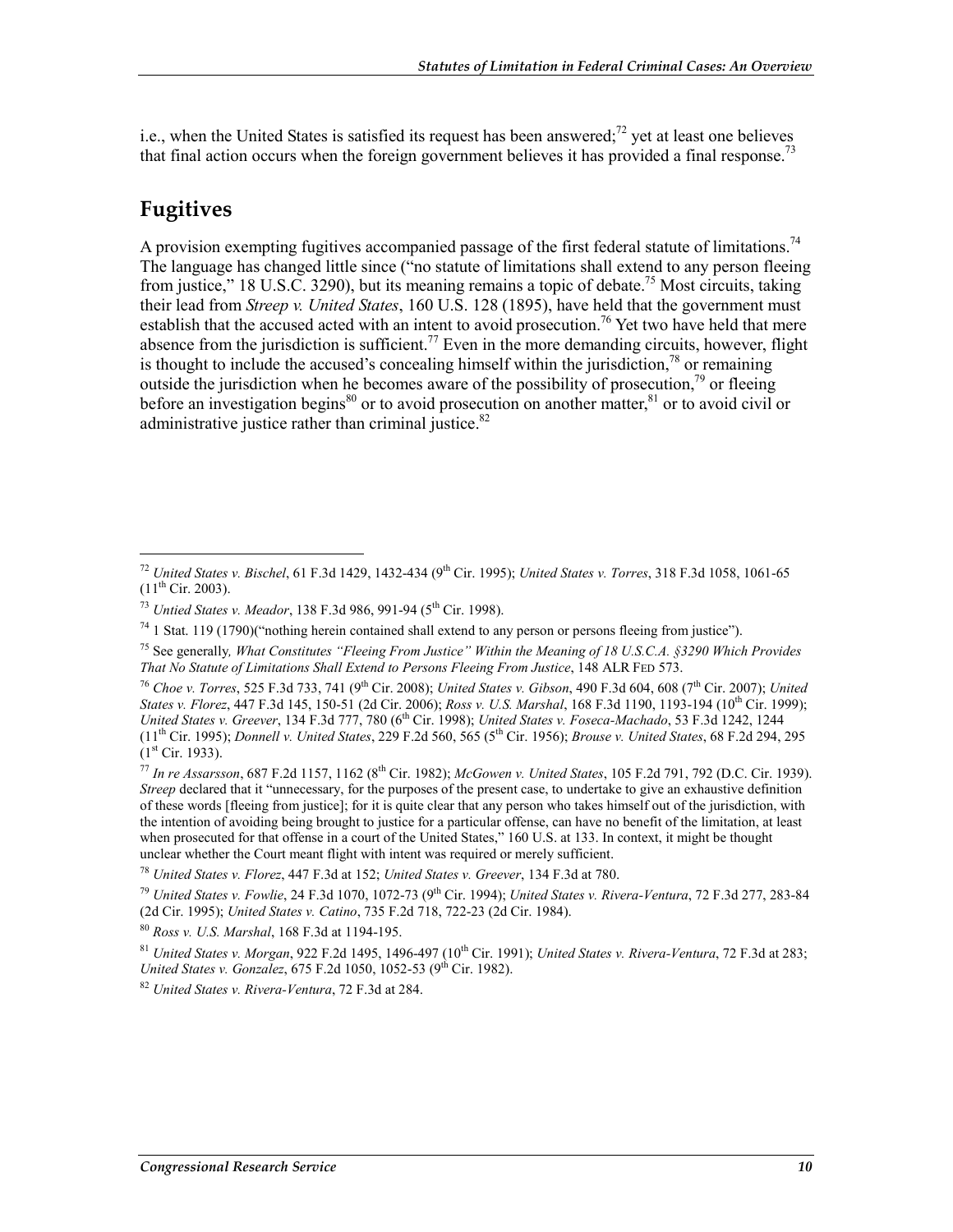i.e., when the United States is satisfied its request has been answered;[72] yet at least one believes that final action occurs when the foreign government believes it has provided a final response.[73]

## Fugitives

A provision exempting fugitives accompanied passage of the first federal statute of limitations.[74] The language has changed little since ("no statute of limitations shall extend to any person fleeing from justice," 18 U.S.C. 3290), but its meaning remains a topic of debate.[75] Most circuits, taking their lead from *Streep v. United States*, 160 U.S. 128 (1895), have held that the government must establish that the accused acted with an intent to avoid prosecution.[76] Yet two have held that mere absence from the jurisdiction is sufficient.[77] Even in the more demanding circuits, however, flight is thought to include the accused's concealing himself within the jurisdiction,[78] or remaining outside the jurisdiction when he becomes aware of the possibility of prosecution,[79] or fleeing before an investigation begins[80] or to avoid prosecution on another matter,[81] or to avoid civil or administrative justice rather than criminal justice.[82]

---

[72] *United States v. Bischel*, 61 F.3d 1429, 1432-434 (9th Cir. 1995); *United States v. Torres*, 318 F.3d 1058, 1061-65 (11th Cir. 2003).

[73] *Untied States v. Meador*, 138 F.3d 986, 991-94 (5th Cir. 1998).

[74] 1 Stat. 119 (1790)("nothing herein contained shall extend to any person or persons fleeing from justice").

[75] See generally*, What Constitutes "Fleeing From Justice" Within the Meaning of 18 U.S.C.A. §3290 Which Provides That No Statute of Limitations Shall Extend to Persons Fleeing From Justice*, 148 ALR FED 573.

[76] *Choe v. Torres*, 525 F.3d 733, 741 (9th Cir. 2008); *United States v. Gibson*, 490 F.3d 604, 608 (7th Cir. 2007); *United States v. Florez*, 447 F.3d 145, 150-51 (2d Cir. 2006); *Ross v. U.S. Marshal*, 168 F.3d 1190, 1193-194 (10th Cir. 1999); *United States v. Greever*, 134 F.3d 777, 780 (6th Cir. 1998); *United States v. Foseca-Machado*, 53 F.3d 1242, 1244 (11th Cir. 1995); *Donnell v. United States*, 229 F.2d 560, 565 (5th Cir. 1956); *Brouse v. United States*, 68 F.2d 294, 295 (1st Cir. 1933).

[77] *In re Assarsson*, 687 F.2d 1157, 1162 (8th Cir. 1982); *McGowen v. United States*, 105 F.2d 791, 792 (D.C. Cir. 1939). *Streep* declared that it "unnecessary, for the purposes of the present case, to undertake to give an exhaustive definition of these words [fleeing from justice]; for it is quite clear that any person who takes himself out of the jurisdiction, with the intention of avoiding being brought to justice for a particular offense, can have no benefit of the limitation, at least when prosecuted for that offense in a court of the United States," 160 U.S. at 133. In context, it might be thought unclear whether the Court meant flight with intent was required or merely sufficient.

[78] *United States v. Florez*, 447 F.3d at 152; *United States v. Greever*, 134 F.3d at 780.

[79] *United States v. Fowlie*, 24 F.3d 1070, 1072-73 (9th Cir. 1994); *United States v. Rivera-Ventura*, 72 F.3d 277, 283-84 (2d Cir. 1995); *United States v. Catino*, 735 F.2d 718, 722-23 (2d Cir. 1984).

[80] *Ross v. U.S. Marshal*, 168 F.3d at 1194-195.

[81] *United States v. Morgan*, 922 F.2d 1495, 1496-497 (10th Cir. 1991); *United States v. Rivera-Ventura*, 72 F.3d at 283; *United States v. Gonzalez*, 675 F.2d 1050, 1052-53 (9th Cir. 1982).

[82] *United States v. Rivera-Ventura*, 72 F.3d at 284.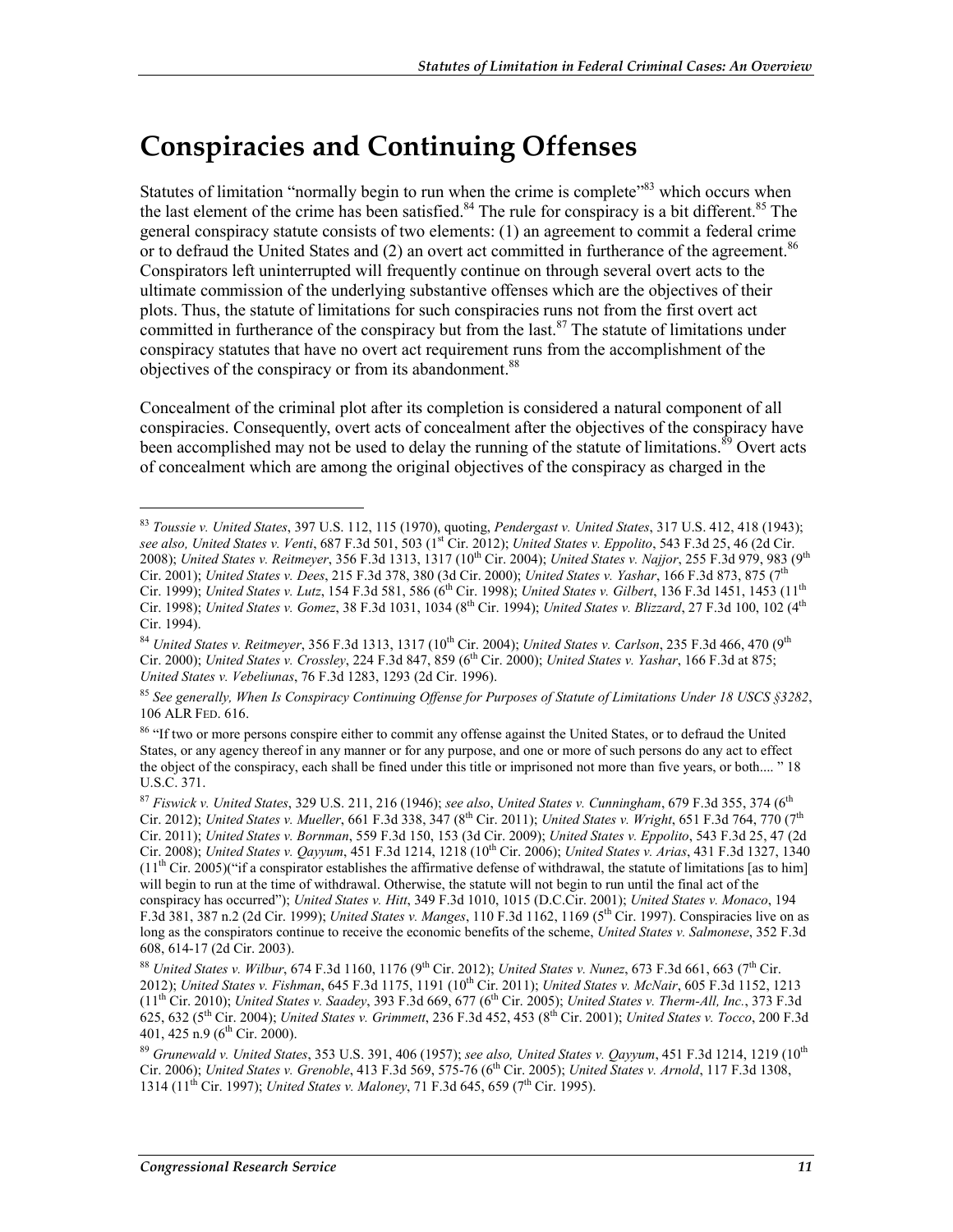# Conspiracies and Continuing Offenses

Statutes of limitation "normally begin to run when the crime is complete"[83] which occurs when the last element of the crime has been satisfied.[84] The rule for conspiracy is a bit different.[85] The general conspiracy statute consists of two elements: (1) an agreement to commit a federal crime or to defraud the United States and (2) an overt act committed in furtherance of the agreement.[86] Conspirators left uninterrupted will frequently continue on through several overt acts to the ultimate commission of the underlying substantive offenses which are the objectives of their plots. Thus, the statute of limitations for such conspiracies runs not from the first overt act committed in furtherance of the conspiracy but from the last.[87] The statute of limitations under conspiracy statutes that have no overt act requirement runs from the accomplishment of the objectives of the conspiracy or from its abandonment.[88]

Concealment of the criminal plot after its completion is considered a natural component of all conspiracies. Consequently, overt acts of concealment after the objectives of the conspiracy have been accomplished may not be used to delay the running of the statute of limitations.[89] Overt acts of concealment which are among the original objectives of the conspiracy as charged in the

---

[83] *Toussie v. United States*, 397 U.S. 112, 115 (1970), quoting, *Pendergast v. United States*, 317 U.S. 412, 418 (1943); *see also, United States v. Venti*, 687 F.3d 501, 503 (1st Cir. 2012); *United States v. Eppolito*, 543 F.3d 25, 46 (2d Cir. 2008); *United States v. Reitmeyer*, 356 F.3d 1313, 1317 (10th Cir. 2004); *United States v. Najjor*, 255 F.3d 979, 983 (9th Cir. 2001); *United States v. Dees*, 215 F.3d 378, 380 (3d Cir. 2000); *United States v. Yashar*, 166 F.3d 873, 875 (7th Cir. 1999); *United States v. Lutz*, 154 F.3d 581, 586 (6th Cir. 1998); *United States v. Gilbert*, 136 F.3d 1451, 1453 (11th Cir. 1998); *United States v. Gomez*, 38 F.3d 1031, 1034 (8th Cir. 1994); *United States v. Blizzard*, 27 F.3d 100, 102 (4th Cir. 1994).

[84] *United States v. Reitmeyer*, 356 F.3d 1313, 1317 (10th Cir. 2004); *United States v. Carlson*, 235 F.3d 466, 470 (9th Cir. 2000); *United States v. Crossley*, 224 F.3d 847, 859 (6th Cir. 2000); *United States v. Yashar*, 166 F.3d at 875; *United States v. Vebeliunas*, 76 F.3d 1283, 1293 (2d Cir. 1996).

[85] *See generally, When Is Conspiracy Continuing Offense for Purposes of Statute of Limitations Under 18 USCS §3282*, 106 ALR FED. 616.

[86] "If two or more persons conspire either to commit any offense against the United States, or to defraud the United States, or any agency thereof in any manner or for any purpose, and one or more of such persons do any act to effect the object of the conspiracy, each shall be fined under this title or imprisoned not more than five years, or both.... " 18 U.S.C. 371.

[87] *Fiswick v. United States*, 329 U.S. 211, 216 (1946); *see also*, *United States v. Cunningham*, 679 F.3d 355, 374 (6th Cir. 2012); *United States v. Mueller*, 661 F.3d 338, 347 (8th Cir. 2011); *United States v. Wright*, 651 F.3d 764, 770 (7th Cir. 2011); *United States v. Bornman*, 559 F.3d 150, 153 (3d Cir. 2009); *United States v. Eppolito*, 543 F.3d 25, 47 (2d Cir. 2008); *United States v. Qayyum*, 451 F.3d 1214, 1218 (10th Cir. 2006); *United States v. Arias*, 431 F.3d 1327, 1340 (11th Cir. 2005)("if a conspirator establishes the affirmative defense of withdrawal, the statute of limitations [as to him] will begin to run at the time of withdrawal. Otherwise, the statute will not begin to run until the final act of the conspiracy has occurred"); *United States v. Hitt*, 349 F.3d 1010, 1015 (D.C.Cir. 2001); *United States v. Monaco*, 194 F.3d 381, 387 n.2 (2d Cir. 1999); *United States v. Manges*, 110 F.3d 1162, 1169 (5th Cir. 1997). Conspiracies live on as long as the conspirators continue to receive the economic benefits of the scheme, *United States v. Salmonese*, 352 F.3d 608, 614-17 (2d Cir. 2003).

[88] *United States v. Wilbur*, 674 F.3d 1160, 1176 (9th Cir. 2012); *United States v. Nunez*, 673 F.3d 661, 663 (7th Cir. 2012); *United States v. Fishman*, 645 F.3d 1175, 1191 (10th Cir. 2011); *United States v. McNair*, 605 F.3d 1152, 1213 (11th Cir. 2010); *United States v. Saadey*, 393 F.3d 669, 677 (6th Cir. 2005); *United States v. Therm-All, Inc.*, 373 F.3d 625, 632 (5th Cir. 2004); *United States v. Grimmett*, 236 F.3d 452, 453 (8th Cir. 2001); *United States v. Tocco*, 200 F.3d 401, 425 n.9 (6th Cir. 2000).

[89] *Grunewald v. United States*, 353 U.S. 391, 406 (1957); *see also, United States v. Qayyum*, 451 F.3d 1214, 1219 (10th Cir. 2006); *United States v. Grenoble*, 413 F.3d 569, 575-76 (6th Cir. 2005); *United States v. Arnold*, 117 F.3d 1308, 1314 (11th Cir. 1997); *United States v. Maloney*, 71 F.3d 645, 659 (7th Cir. 1995).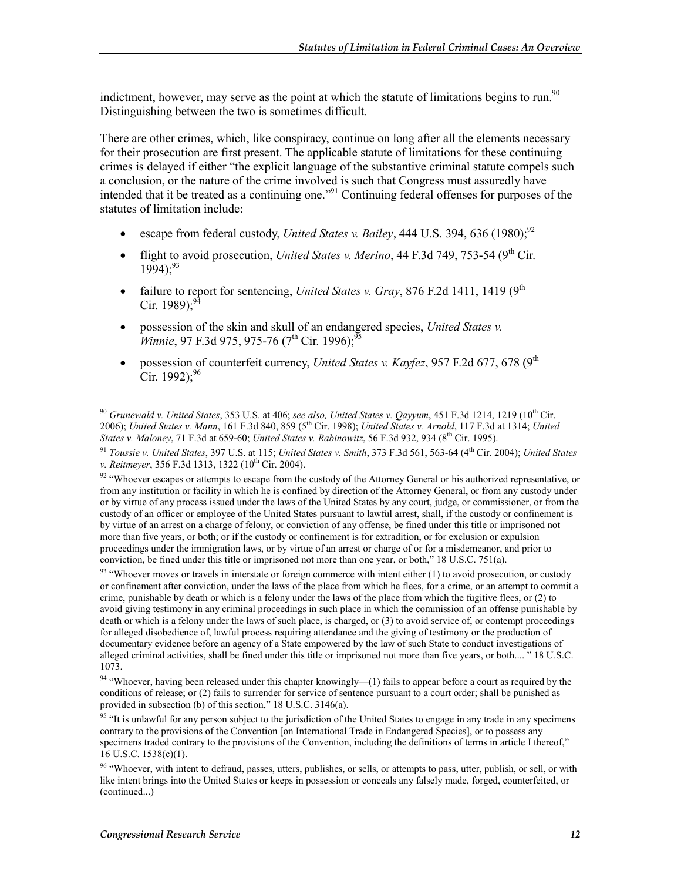indictment, however, may serve as the point at which the statute of limitations begins to run.[90] Distinguishing between the two is sometimes difficult.

There are other crimes, which, like conspiracy, continue on long after all the elements necessary for their prosecution are first present. The applicable statute of limitations for these continuing crimes is delayed if either "the explicit language of the substantive criminal statute compels such a conclusion, or the nature of the crime involved is such that Congress must assuredly have intended that it be treated as a continuing one."[91] Continuing federal offenses for purposes of the statutes of limitation include:

- escape from federal custody, *United States v. Bailey*, 444 U.S. 394, 636 (1980);[92]
- flight to avoid prosecution, *United States v. Merino*, 44 F.3d 749, 753-54 (9th Cir. 1994);[93]
- failure to report for sentencing, *United States v. Gray*, 876 F.2d 1411, 1419 (9th Cir. 1989);[94]
- possession of the skin and skull of an endangered species, *United States v. Winnie*, 97 F.3d 975, 975-76 (7th Cir. 1996);[95]
- possession of counterfeit currency, *United States v. Kayfez*, 957 F.2d 677, 678 (9th Cir. 1992);[96]

---

[90] *Grunewald v. United States*, 353 U.S. at 406; *see also, United States v. Qayyum*, 451 F.3d 1214, 1219 (10th Cir. 2006); *United States v. Mann*, 161 F.3d 840, 859 (5th Cir. 1998); *United States v. Arnold*, 117 F.3d at 1314; *United States v. Maloney*, 71 F.3d at 659-60; *United States v. Rabinowitz*, 56 F.3d 932, 934 (8th Cir. 1995).

[91] *Toussie v. United States*, 397 U.S. at 115; *United States v. Smith*, 373 F.3d 561, 563-64 (4th Cir. 2004); *United States v. Reitmeyer*, 356 F.3d 1313, 1322 (10th Cir. 2004).

[92] "Whoever escapes or attempts to escape from the custody of the Attorney General or his authorized representative, or from any institution or facility in which he is confined by direction of the Attorney General, or from any custody under or by virtue of any process issued under the laws of the United States by any court, judge, or commissioner, or from the custody of an officer or employee of the United States pursuant to lawful arrest, shall, if the custody or confinement is by virtue of an arrest on a charge of felony, or conviction of any offense, be fined under this title or imprisoned not more than five years, or both; or if the custody or confinement is for extradition, or for exclusion or expulsion proceedings under the immigration laws, or by virtue of an arrest or charge of or for a misdemeanor, and prior to conviction, be fined under this title or imprisoned not more than one year, or both," 18 U.S.C. 751(a).

[93] "Whoever moves or travels in interstate or foreign commerce with intent either (1) to avoid prosecution, or custody or confinement after conviction, under the laws of the place from which he flees, for a crime, or an attempt to commit a crime, punishable by death or which is a felony under the laws of the place from which the fugitive flees, or (2) to avoid giving testimony in any criminal proceedings in such place in which the commission of an offense punishable by death or which is a felony under the laws of such place, is charged, or (3) to avoid service of, or contempt proceedings for alleged disobedience of, lawful process requiring attendance and the giving of testimony or the production of documentary evidence before an agency of a State empowered by the law of such State to conduct investigations of alleged criminal activities, shall be fined under this title or imprisoned not more than five years, or both.... " 18 U.S.C. 1073.

[94] "Whoever, having been released under this chapter knowingly—(1) fails to appear before a court as required by the conditions of release; or (2) fails to surrender for service of sentence pursuant to a court order; shall be punished as provided in subsection (b) of this section," 18 U.S.C. 3146(a).

[95] "It is unlawful for any person subject to the jurisdiction of the United States to engage in any trade in any specimens contrary to the provisions of the Convention [on International Trade in Endangered Species], or to possess any specimens traded contrary to the provisions of the Convention, including the definitions of terms in article I thereof," 16 U.S.C. 1538(c)(1).

[96] "Whoever, with intent to defraud, passes, utters, publishes, or sells, or attempts to pass, utter, publish, or sell, or with like intent brings into the United States or keeps in possession or conceals any falsely made, forged, counterfeited, or (continued...)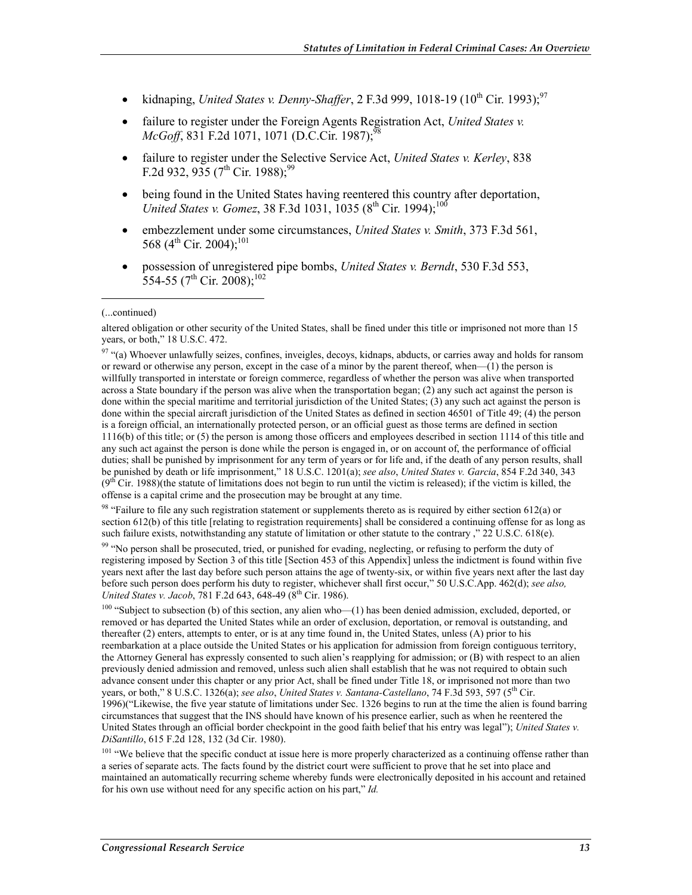- kidnaping, *United States v. Denny-Shaffer*, 2 F.3d 999, 1018-19 (10th Cir. 1993);[97]
- failure to register under the Foreign Agents Registration Act, *United States v. McGoff*, 831 F.2d 1071, 1071 (D.C.Cir. 1987);[98]
- failure to register under the Selective Service Act, *United States v. Kerley*, 838 F.2d 932, 935 (7th Cir. 1988);[99]
- being found in the United States having reentered this country after deportation, *United States v. Gomez*, 38 F.3d 1031, 1035 (8th Cir. 1994);[100]
- embezzlement under some circumstances, *United States v. Smith*, 373 F.3d 561, 568 (4th Cir. 2004);[101]
- possession of unregistered pipe bombs, *United States v. Berndt*, 530 F.3d 553, 554-55 (7th Cir. 2008);[102]

---

(...continued)

altered obligation or other security of the United States, shall be fined under this title or imprisoned not more than 15 years, or both," 18 U.S.C. 472.

[97] "(a) Whoever unlawfully seizes, confines, inveigles, decoys, kidnaps, abducts, or carries away and holds for ransom or reward or otherwise any person, except in the case of a minor by the parent thereof, when—(1) the person is willfully transported in interstate or foreign commerce, regardless of whether the person was alive when transported across a State boundary if the person was alive when the transportation began; (2) any such act against the person is done within the special maritime and territorial jurisdiction of the United States; (3) any such act against the person is done within the special aircraft jurisdiction of the United States as defined in section 46501 of Title 49; (4) the person is a foreign official, an internationally protected person, or an official guest as those terms are defined in section 1116(b) of this title; or (5) the person is among those officers and employees described in section 1114 of this title and any such act against the person is done while the person is engaged in, or on account of, the performance of official duties; shall be punished by imprisonment for any term of years or for life and, if the death of any person results, shall be punished by death or life imprisonment," 18 U.S.C. 1201(a); *see also*, *United States v. Garcia*, 854 F.2d 340, 343 (9th Cir. 1988)(the statute of limitations does not begin to run until the victim is released); if the victim is killed, the offense is a capital crime and the prosecution may be brought at any time.

[98] "Failure to file any such registration statement or supplements thereto as is required by either section 612(a) or section 612(b) of this title [relating to registration requirements] shall be considered a continuing offense for as long as such failure exists, notwithstanding any statute of limitation or other statute to the contrary ," 22 U.S.C. 618(e).

[99] "No person shall be prosecuted, tried, or punished for evading, neglecting, or refusing to perform the duty of registering imposed by Section 3 of this title [Section 453 of this Appendix] unless the indictment is found within five years next after the last day before such person attains the age of twenty-six, or within five years next after the last day before such person does perform his duty to register, whichever shall first occur," 50 U.S.C.App. 462(d); *see also, United States v. Jacob*, 781 F.2d 643, 648-49 (8th Cir. 1986).

[100] "Subject to subsection (b) of this section, any alien who—(1) has been denied admission, excluded, deported, or removed or has departed the United States while an order of exclusion, deportation, or removal is outstanding, and thereafter (2) enters, attempts to enter, or is at any time found in, the United States, unless (A) prior to his reembarkation at a place outside the United States or his application for admission from foreign contiguous territory, the Attorney General has expressly consented to such alien's reapplying for admission; or (B) with respect to an alien previously denied admission and removed, unless such alien shall establish that he was not required to obtain such advance consent under this chapter or any prior Act, shall be fined under Title 18, or imprisoned not more than two years, or both," 8 U.S.C. 1326(a); *see also*, *United States v. Santana-Castellano*, 74 F.3d 593, 597 (5th Cir. 1996)("Likewise, the five year statute of limitations under Sec. 1326 begins to run at the time the alien is found barring circumstances that suggest that the INS should have known of his presence earlier, such as when he reentered the United States through an official border checkpoint in the good faith belief that his entry was legal"); *United States v. DiSantillo*, 615 F.2d 128, 132 (3d Cir. 1980).

[101] "We believe that the specific conduct at issue here is more properly characterized as a continuing offense rather than a series of separate acts. The facts found by the district court were sufficient to prove that he set into place and maintained an automatically recurring scheme whereby funds were electronically deposited in his account and retained for his own use without need for any specific action on his part," *Id.*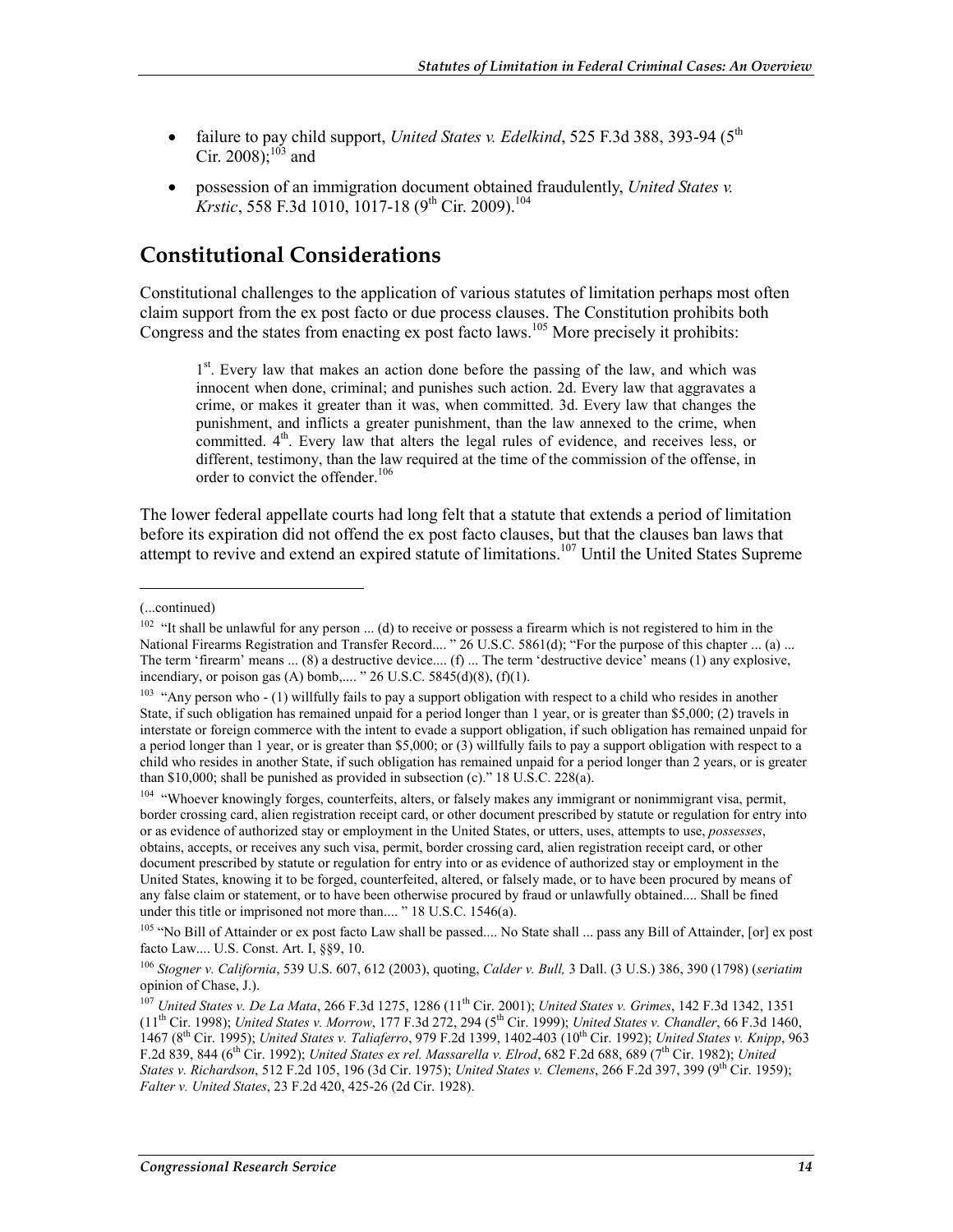- failure to pay child support, *United States v. Edelkind*, 525 F.3d 388, 393-94 (5th Cir. 2008);[103] and
- possession of an immigration document obtained fraudulently, *United States v. Krstic*, 558 F.3d 1010, 1017-18 (9th Cir. 2009).[104]

## Constitutional Considerations

Constitutional challenges to the application of various statutes of limitation perhaps most often claim support from the ex post facto or due process clauses. The Constitution prohibits both Congress and the states from enacting ex post facto laws.[105] More precisely it prohibits:

> 1st. Every law that makes an action done before the passing of the law, and which was innocent when done, criminal; and punishes such action. 2d. Every law that aggravates a crime, or makes it greater than it was, when committed. 3d. Every law that changes the punishment, and inflicts a greater punishment, than the law annexed to the crime, when committed. 4th. Every law that alters the legal rules of evidence, and receives less, or different, testimony, than the law required at the time of the commission of the offense, in order to convict the offender.[106]

The lower federal appellate courts had long felt that a statute that extends a period of limitation before its expiration did not offend the ex post facto clauses, but that the clauses ban laws that attempt to revive and extend an expired statute of limitations.[107] Until the United States Supreme

---

(...continued)

[102] "It shall be unlawful for any person ... (d) to receive or possess a firearm which is not registered to him in the National Firearms Registration and Transfer Record.... " 26 U.S.C. 5861(d); "For the purpose of this chapter ... (a) ... The term 'firearm' means ... (8) a destructive device.... (f) ... The term 'destructive device' means (1) any explosive, incendiary, or poison gas (A) bomb,.... " 26 U.S.C. 5845(d)(8), (f)(1).

[103] "Any person who - (1) willfully fails to pay a support obligation with respect to a child who resides in another State, if such obligation has remained unpaid for a period longer than 1 year, or is greater than $5,000; (2) travels in interstate or foreign commerce with the intent to evade a support obligation, if such obligation has remained unpaid for a period longer than 1 year, or is greater than $5,000; or (3) willfully fails to pay a support obligation with respect to a child who resides in another State, if such obligation has remained unpaid for a period longer than 2 years, or is greater than $10,000; shall be punished as provided in subsection (c)." 18 U.S.C. 228(a).

[104] "Whoever knowingly forges, counterfeits, alters, or falsely makes any immigrant or nonimmigrant visa, permit, border crossing card, alien registration receipt card, or other document prescribed by statute or regulation for entry into or as evidence of authorized stay or employment in the United States, or utters, uses, attempts to use, *possesses*, obtains, accepts, or receives any such visa, permit, border crossing card, alien registration receipt card, or other document prescribed by statute or regulation for entry into or as evidence of authorized stay or employment in the United States, knowing it to be forged, counterfeited, altered, or falsely made, or to have been procured by means of any false claim or statement, or to have been otherwise procured by fraud or unlawfully obtained.... Shall be fined under this title or imprisoned not more than.... " 18 U.S.C. 1546(a).

[105] "No Bill of Attainder or ex post facto Law shall be passed.... No State shall ... pass any Bill of Attainder, [or] ex post facto Law.... U.S. Const. Art. I, §§9, 10.

[106] *Stogner v. California*, 539 U.S. 607, 612 (2003), quoting, *Calder v. Bull,* 3 Dall. (3 U.S.) 386, 390 (1798) (*seriatim* opinion of Chase, J.).

[107] *United States v. De La Mata*, 266 F.3d 1275, 1286 (11th Cir. 2001); *United States v. Grimes*, 142 F.3d 1342, 1351 (11th Cir. 1998); *United States v. Morrow*, 177 F.3d 272, 294 (5th Cir. 1999); *United States v. Chandler*, 66 F.3d 1460, 1467 (8th Cir. 1995); *United States v. Taliaferro*, 979 F.2d 1399, 1402-403 (10th Cir. 1992); *United States v. Knipp*, 963 F.2d 839, 844 (6th Cir. 1992); *United States ex rel. Massarella v. Elrod*, 682 F.2d 688, 689 (7th Cir. 1982); *United States v. Richardson*, 512 F.2d 105, 196 (3d Cir. 1975); *United States v. Clemens*, 266 F.2d 397, 399 (9th Cir. 1959); *Falter v. United States*, 23 F.2d 420, 425-26 (2d Cir. 1928).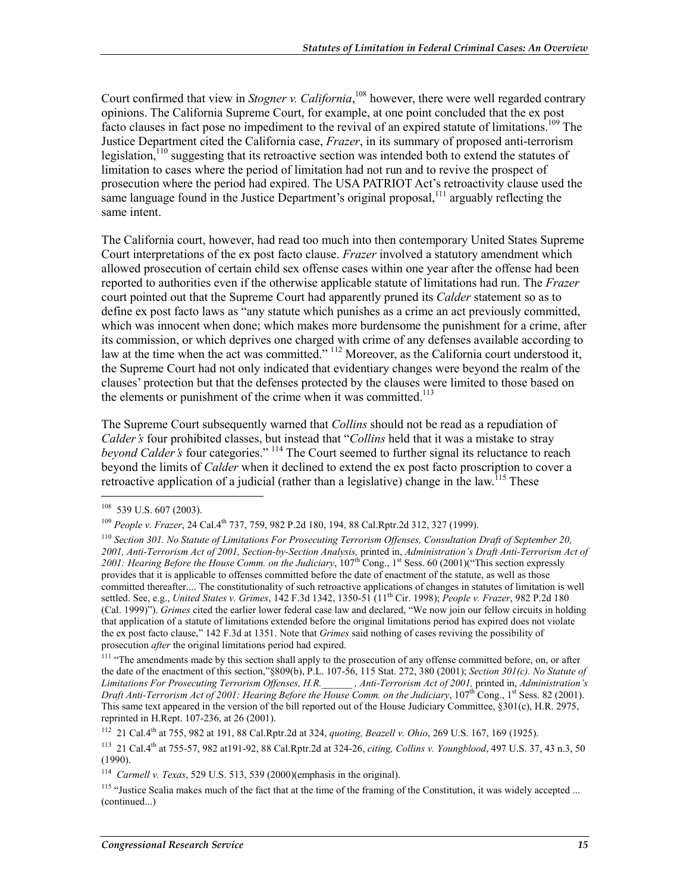Court confirmed that view in *Stogner v. California*,[108] however, there were well regarded contrary opinions. The California Supreme Court, for example, at one point concluded that the ex post facto clauses in fact pose no impediment to the revival of an expired statute of limitations.[109] The Justice Department cited the California case, *Frazer*, in its summary of proposed anti-terrorism legislation,[110] suggesting that its retroactive section was intended both to extend the statutes of limitation to cases where the period of limitation had not run and to revive the prospect of prosecution where the period had expired. The USA PATRIOT Act's retroactivity clause used the same language found in the Justice Department's original proposal,[111] arguably reflecting the same intent.

The California court, however, had read too much into then contemporary United States Supreme Court interpretations of the ex post facto clause. *Frazer* involved a statutory amendment which allowed prosecution of certain child sex offense cases within one year after the offense had been reported to authorities even if the otherwise applicable statute of limitations had run. The *Frazer* court pointed out that the Supreme Court had apparently pruned its *Calder* statement so as to define ex post facto laws as "any statute which punishes as a crime an act previously committed, which was innocent when done; which makes more burdensome the punishment for a crime, after its commission, or which deprives one charged with crime of any defenses available according to law at the time when the act was committed." [112] Moreover, as the California court understood it, the Supreme Court had not only indicated that evidentiary changes were beyond the realm of the clauses' protection but that the defenses protected by the clauses were limited to those based on the elements or punishment of the crime when it was committed.[113]

The Supreme Court subsequently warned that *Collins* should not be read as a repudiation of *Calder's* four prohibited classes, but instead that "*Collins* held that it was a mistake to stray *beyond Calder's* four categories." [114] The Court seemed to further signal its reluctance to reach beyond the limits of *Calder* when it declined to extend the ex post facto proscription to cover a retroactive application of a judicial (rather than a legislative) change in the law.[115] These

---

[108] 539 U.S. 607 (2003).

[109] *People v. Frazer*, 24 Cal.4th 737, 759, 982 P.2d 180, 194, 88 Cal.Rptr.2d 312, 327 (1999).

[110] *Section 301. No Statute of Limitations For Prosecuting Terrorism Offenses, Consultation Draft of September 20, 2001, Anti-Terrorism Act of 2001, Section-by-Section Analysis,* printed in, *Administration's Draft Anti-Terrorism Act of 2001: Hearing Before the House Comm. on the Judiciary*, 107th Cong., 1st Sess. 60 (2001)("This section expressly provides that it is applicable to offenses committed before the date of enactment of the statute, as well as those committed thereafter.... The constitutionality of such retroactive applications of changes in statutes of limitation is well settled. See, e.g., *United States v. Grimes*, 142 F.3d 1342, 1350-51 (11th Cir. 1998); *People v. Frazer*, 982 P.2d 180 (Cal. 1999)"). *Grimes* cited the earlier lower federal case law and declared, "We now join our fellow circuits in holding that application of a statute of limitations extended before the original limitations period has expired does not violate the ex post facto clause," 142 F.3d at 1351. Note that *Grimes* said nothing of cases reviving the possibility of prosecution *after* the original limitations period had expired.

[111] "The amendments made by this section shall apply to the prosecution of any offense committed before, on, or after the date of the enactment of this section,"§809(b), P.L. 107-56, 115 Stat. 272, 380 (2001); *Section 301(c). No Statute of Limitations For Prosecuting Terrorism Offenses, H.R.______ , Anti-Terrorism Act of 2001,* printed in, *Administration's Draft Anti-Terrorism Act of 2001: Hearing Before the House Comm. on the Judiciary*, 107th Cong., 1st Sess. 82 (2001). This same text appeared in the version of the bill reported out of the House Judiciary Committee, §301(c), H.R. 2975, reprinted in H.Rept. 107-236, at 26 (2001).

[112] 21 Cal.4th at 755, 982 at 191, 88 Cal.Rptr.2d at 324, *quoting, Beazell v. Ohio*, 269 U.S. 167, 169 (1925).

[113] 21 Cal.4th at 755-57, 982 at191-92, 88 Cal.Rptr.2d at 324-26, *citing, Collins v. Youngblood*, 497 U.S. 37, 43 n.3, 50 (1990).

[114] *Carmell v. Texas*, 529 U.S. 513, 539 (2000)(emphasis in the original).

[115] "Justice Scalia makes much of the fact that at the time of the framing of the Constitution, it was widely accepted ... (continued...)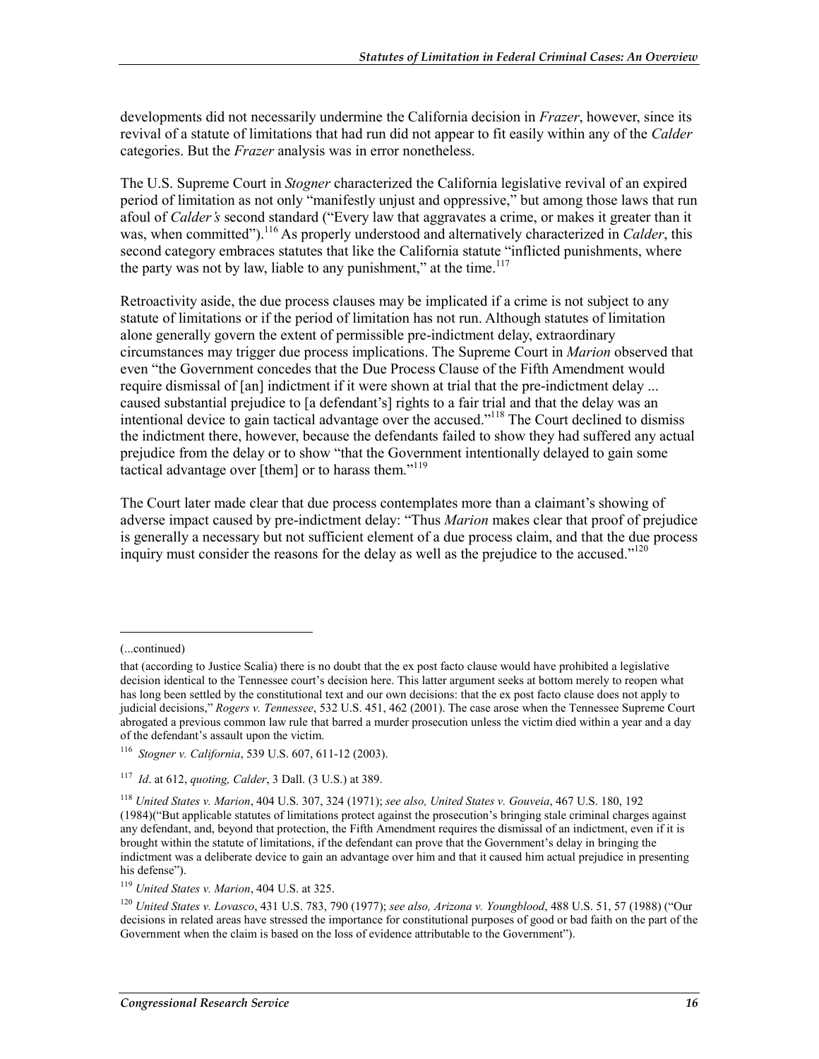developments did not necessarily undermine the California decision in *Frazer*, however, since its revival of a statute of limitations that had run did not appear to fit easily within any of the *Calder* categories. But the *Frazer* analysis was in error nonetheless.

The U.S. Supreme Court in *Stogner* characterized the California legislative revival of an expired period of limitation as not only "manifestly unjust and oppressive," but among those laws that run afoul of *Calder's* second standard ("Every law that aggravates a crime, or makes it greater than it was, when committed").[116] As properly understood and alternatively characterized in *Calder*, this second category embraces statutes that like the California statute "inflicted punishments, where the party was not by law, liable to any punishment," at the time.[117]

Retroactivity aside, the due process clauses may be implicated if a crime is not subject to any statute of limitations or if the period of limitation has not run. Although statutes of limitation alone generally govern the extent of permissible pre-indictment delay, extraordinary circumstances may trigger due process implications. The Supreme Court in *Marion* observed that even "the Government concedes that the Due Process Clause of the Fifth Amendment would require dismissal of [an] indictment if it were shown at trial that the pre-indictment delay ... caused substantial prejudice to [a defendant's] rights to a fair trial and that the delay was an intentional device to gain tactical advantage over the accused."[118] The Court declined to dismiss the indictment there, however, because the defendants failed to show they had suffered any actual prejudice from the delay or to show "that the Government intentionally delayed to gain some tactical advantage over [them] or to harass them."[119]

The Court later made clear that due process contemplates more than a claimant's showing of adverse impact caused by pre-indictment delay: "Thus *Marion* makes clear that proof of prejudice is generally a necessary but not sufficient element of a due process claim, and that the due process inquiry must consider the reasons for the delay as well as the prejudice to the accused."[120]

---

(...continued)

that (according to Justice Scalia) there is no doubt that the ex post facto clause would have prohibited a legislative decision identical to the Tennessee court's decision here. This latter argument seeks at bottom merely to reopen what has long been settled by the constitutional text and our own decisions: that the ex post facto clause does not apply to judicial decisions," *Rogers v. Tennessee*, 532 U.S. 451, 462 (2001). The case arose when the Tennessee Supreme Court abrogated a previous common law rule that barred a murder prosecution unless the victim died within a year and a day of the defendant's assault upon the victim.

[116] *Stogner v. California*, 539 U.S. 607, 611-12 (2003).

[117] *Id*. at 612, *quoting, Calder*, 3 Dall. (3 U.S.) at 389.

[118] *United States v. Marion*, 404 U.S. 307, 324 (1971); *see also, United States v. Gouveia*, 467 U.S. 180, 192 (1984)("But applicable statutes of limitations protect against the prosecution's bringing stale criminal charges against any defendant, and, beyond that protection, the Fifth Amendment requires the dismissal of an indictment, even if it is brought within the statute of limitations, if the defendant can prove that the Government's delay in bringing the indictment was a deliberate device to gain an advantage over him and that it caused him actual prejudice in presenting his defense").

[119] *United States v. Marion*, 404 U.S. at 325.

[120] *United States v. Lovasco*, 431 U.S. 783, 790 (1977); *see also, Arizona v. Youngblood*, 488 U.S. 51, 57 (1988) ("Our decisions in related areas have stressed the importance for constitutional purposes of good or bad faith on the part of the Government when the claim is based on the loss of evidence attributable to the Government").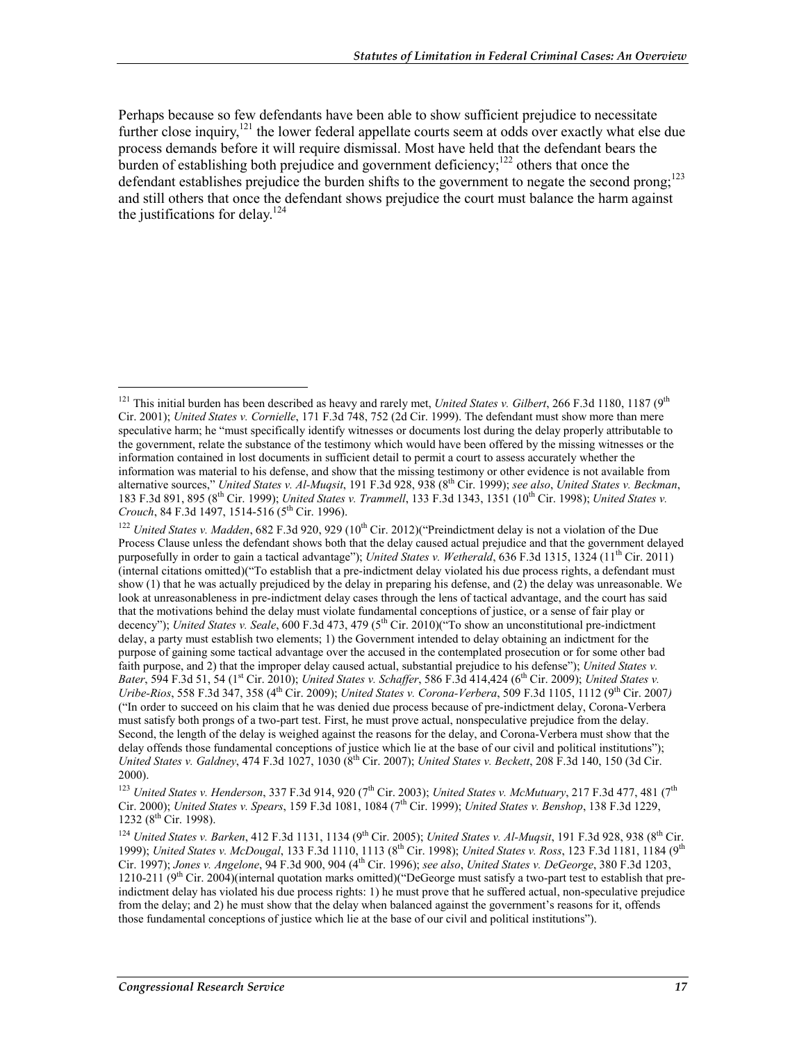Perhaps because so few defendants have been able to show sufficient prejudice to necessitate further close inquiry,[121] the lower federal appellate courts seem at odds over exactly what else due process demands before it will require dismissal. Most have held that the defendant bears the burden of establishing both prejudice and government deficiency;[122] others that once the defendant establishes prejudice the burden shifts to the government to negate the second prong;[123] and still others that once the defendant shows prejudice the court must balance the harm against the justifications for delay.[124]

---

[121] This initial burden has been described as heavy and rarely met, *United States v. Gilbert*, 266 F.3d 1180, 1187 (9th Cir. 2001); *United States v. Cornielle*, 171 F.3d 748, 752 (2d Cir. 1999). The defendant must show more than mere speculative harm; he "must specifically identify witnesses or documents lost during the delay properly attributable to the government, relate the substance of the testimony which would have been offered by the missing witnesses or the information contained in lost documents in sufficient detail to permit a court to assess accurately whether the information was material to his defense, and show that the missing testimony or other evidence is not available from alternative sources," *United States v. Al-Muqsit*, 191 F.3d 928, 938 (8th Cir. 1999); *see also*, *United States v. Beckman*, 183 F.3d 891, 895 (8th Cir. 1999); *United States v. Trammell*, 133 F.3d 1343, 1351 (10th Cir. 1998); *United States v. Crouch*, 84 F.3d 1497, 1514-516 (5th Cir. 1996).

[122] *United States v. Madden*, 682 F.3d 920, 929 (10th Cir. 2012)("Preindictment delay is not a violation of the Due Process Clause unless the defendant shows both that the delay caused actual prejudice and that the government delayed purposefully in order to gain a tactical advantage"); *United States v. Wetherald*, 636 F.3d 1315, 1324 (11th Cir. 2011) (internal citations omitted)("To establish that a pre-indictment delay violated his due process rights, a defendant must show (1) that he was actually prejudiced by the delay in preparing his defense, and (2) the delay was unreasonable. We look at unreasonableness in pre-indictment delay cases through the lens of tactical advantage, and the court has said that the motivations behind the delay must violate fundamental conceptions of justice, or a sense of fair play or decency"); *United States v. Seale*, 600 F.3d 473, 479 (5th Cir. 2010)("To show an unconstitutional pre-indictment delay, a party must establish two elements; 1) the Government intended to delay obtaining an indictment for the purpose of gaining some tactical advantage over the accused in the contemplated prosecution or for some other bad faith purpose, and 2) that the improper delay caused actual, substantial prejudice to his defense"); *United States v. Bater*, 594 F.3d 51, 54 (1st Cir. 2010); *United States v. Schaffer*, 586 F.3d 414,424 (6th Cir. 2009); *United States v. Uribe-Rios*, 558 F.3d 347, 358 (4th Cir. 2009); *United States v. Corona-Verbera*, 509 F.3d 1105, 1112 (9th Cir. 2007) ("In order to succeed on his claim that he was denied due process because of pre-indictment delay, Corona-Verbera must satisfy both prongs of a two-part test. First, he must prove actual, nonspeculative prejudice from the delay. Second, the length of the delay is weighed against the reasons for the delay, and Corona-Verbera must show that the delay offends those fundamental conceptions of justice which lie at the base of our civil and political institutions"); *United States v. Galdney*, 474 F.3d 1027, 1030 (8th Cir. 2007); *United States v. Beckett*, 208 F.3d 140, 150 (3d Cir. 2000).

[123] *United States v. Henderson*, 337 F.3d 914, 920 (7th Cir. 2003); *United States v. McMutuary*, 217 F.3d 477, 481 (7th Cir. 2000); *United States v. Spears*, 159 F.3d 1081, 1084 (7th Cir. 1999); *United States v. Benshop*, 138 F.3d 1229, 1232 (8th Cir. 1998).

[124] *United States v. Barken*, 412 F.3d 1131, 1134 (9th Cir. 2005); *United States v. Al-Muqsit*, 191 F.3d 928, 938 (8th Cir. 1999); *United States v. McDougal*, 133 F.3d 1110, 1113 (8th Cir. 1998); *United States v. Ross*, 123 F.3d 1181, 1184 (9th Cir. 1997); *Jones v. Angelone*, 94 F.3d 900, 904 (4th Cir. 1996); *see also*, *United States v. DeGeorge*, 380 F.3d 1203, 1210-211 (9th Cir. 2004)(internal quotation marks omitted)("DeGeorge must satisfy a two-part test to establish that pre-indictment delay has violated his due process rights: 1) he must prove that he suffered actual, non-speculative prejudice from the delay; and 2) he must show that the delay when balanced against the government's reasons for it, offends those fundamental conceptions of justice which lie at the base of our civil and political institutions").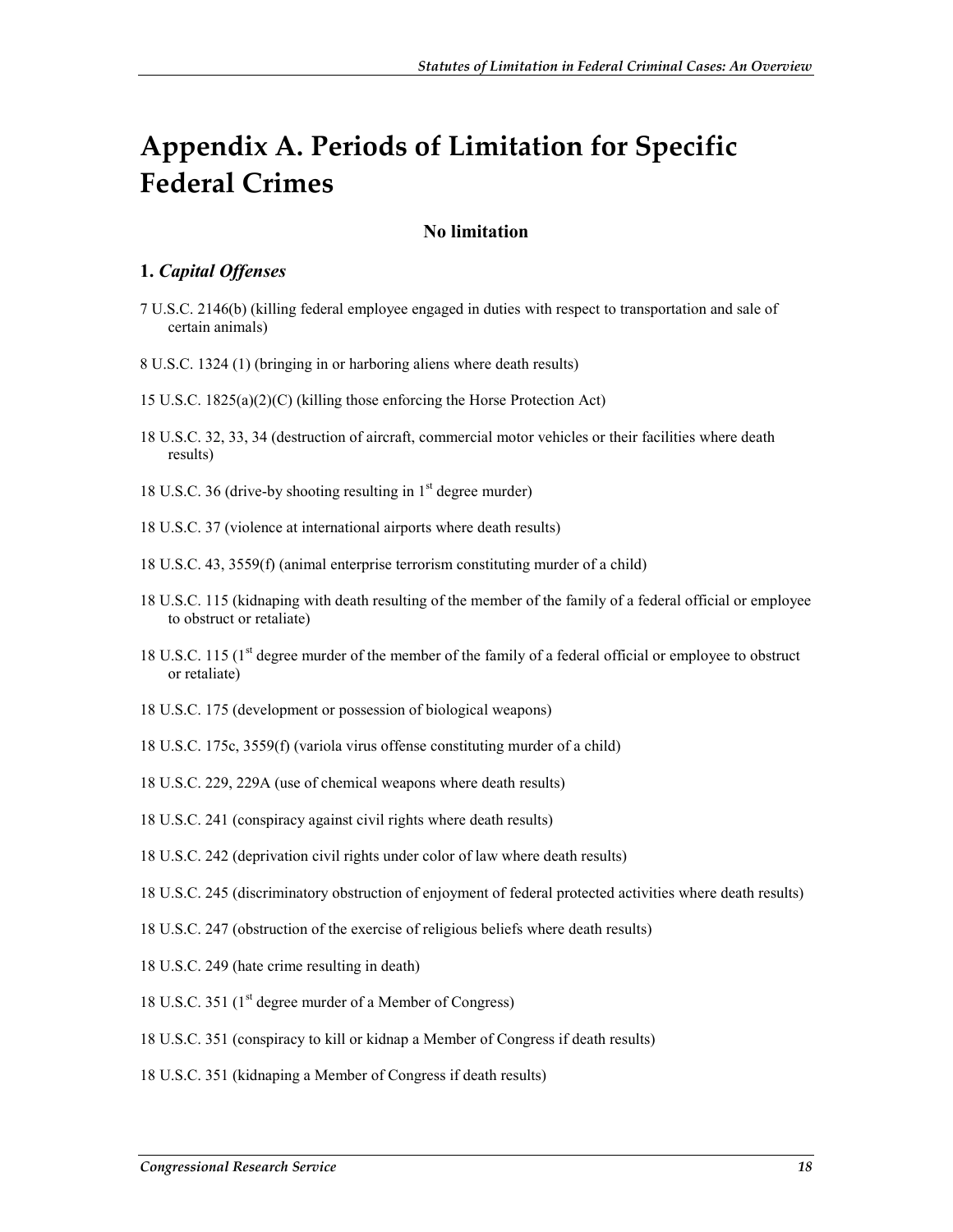# Appendix A. Periods of Limitation for Specific Federal Crimes

## No limitation

### 1. *Capital Offenses*

7 U.S.C. 2146(b) (killing federal employee engaged in duties with respect to transportation and sale of certain animals)

8 U.S.C. 1324 (1) (bringing in or harboring aliens where death results)

15 U.S.C. 1825(a)(2)(C) (killing those enforcing the Horse Protection Act)

18 U.S.C. 32, 33, 34 (destruction of aircraft, commercial motor vehicles or their facilities where death results)

18 U.S.C. 36 (drive-by shooting resulting in 1st degree murder)

18 U.S.C. 37 (violence at international airports where death results)

18 U.S.C. 43, 3559(f) (animal enterprise terrorism constituting murder of a child)

18 U.S.C. 115 (kidnaping with death resulting of the member of the family of a federal official or employee to obstruct or retaliate)

18 U.S.C. 115 (1st degree murder of the member of the family of a federal official or employee to obstruct or retaliate)

18 U.S.C. 175 (development or possession of biological weapons)

18 U.S.C. 175c, 3559(f) (variola virus offense constituting murder of a child)

18 U.S.C. 229, 229A (use of chemical weapons where death results)

18 U.S.C. 241 (conspiracy against civil rights where death results)

18 U.S.C. 242 (deprivation civil rights under color of law where death results)

18 U.S.C. 245 (discriminatory obstruction of enjoyment of federal protected activities where death results)

18 U.S.C. 247 (obstruction of the exercise of religious beliefs where death results)

18 U.S.C. 249 (hate crime resulting in death)

18 U.S.C. 351 (1st degree murder of a Member of Congress)

18 U.S.C. 351 (conspiracy to kill or kidnap a Member of Congress if death results)

18 U.S.C. 351 (kidnaping a Member of Congress if death results)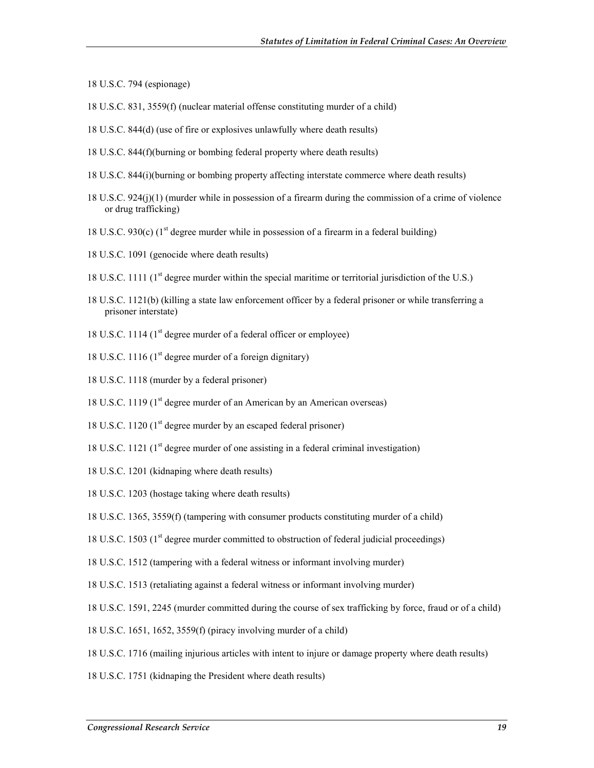18 U.S.C. 794 (espionage)

18 U.S.C. 831, 3559(f) (nuclear material offense constituting murder of a child)

18 U.S.C. 844(d) (use of fire or explosives unlawfully where death results)

18 U.S.C. 844(f)(burning or bombing federal property where death results)

18 U.S.C. 844(i)(burning or bombing property affecting interstate commerce where death results)

18 U.S.C. 924(j)(1) (murder while in possession of a firearm during the commission of a crime of violence or drug trafficking)

18 U.S.C. 930(c) (1st degree murder while in possession of a firearm in a federal building)

18 U.S.C. 1091 (genocide where death results)

18 U.S.C. 1111 (1st degree murder within the special maritime or territorial jurisdiction of the U.S.)

18 U.S.C. 1121(b) (killing a state law enforcement officer by a federal prisoner or while transferring a prisoner interstate)

18 U.S.C. 1114 (1st degree murder of a federal officer or employee)

18 U.S.C. 1116 (1st degree murder of a foreign dignitary)

18 U.S.C. 1118 (murder by a federal prisoner)

18 U.S.C. 1119 (1st degree murder of an American by an American overseas)

18 U.S.C. 1120 (1st degree murder by an escaped federal prisoner)

18 U.S.C. 1121 (1st degree murder of one assisting in a federal criminal investigation)

18 U.S.C. 1201 (kidnaping where death results)

18 U.S.C. 1203 (hostage taking where death results)

18 U.S.C. 1365, 3559(f) (tampering with consumer products constituting murder of a child)

18 U.S.C. 1503 (1st degree murder committed to obstruction of federal judicial proceedings)

18 U.S.C. 1512 (tampering with a federal witness or informant involving murder)

18 U.S.C. 1513 (retaliating against a federal witness or informant involving murder)

18 U.S.C. 1591, 2245 (murder committed during the course of sex trafficking by force, fraud or of a child)

18 U.S.C. 1651, 1652, 3559(f) (piracy involving murder of a child)

18 U.S.C. 1716 (mailing injurious articles with intent to injure or damage property where death results)

18 U.S.C. 1751 (kidnaping the President where death results)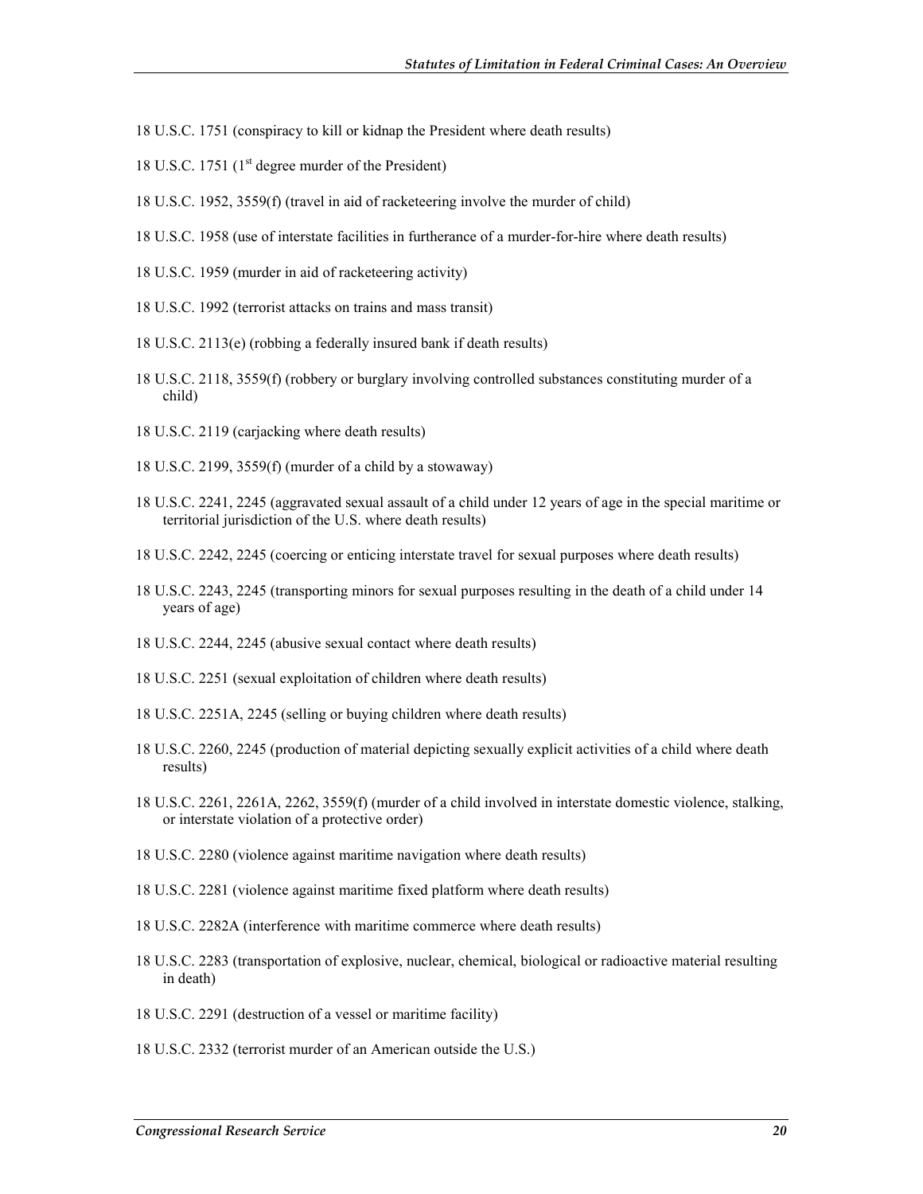18 U.S.C. 1751 (conspiracy to kill or kidnap the President where death results)

18 U.S.C. 1751 (1st degree murder of the President)

18 U.S.C. 1952, 3559(f) (travel in aid of racketeering involve the murder of child)

18 U.S.C. 1958 (use of interstate facilities in furtherance of a murder-for-hire where death results)

18 U.S.C. 1959 (murder in aid of racketeering activity)

18 U.S.C. 1992 (terrorist attacks on trains and mass transit)

18 U.S.C. 2113(e) (robbing a federally insured bank if death results)

18 U.S.C. 2118, 3559(f) (robbery or burglary involving controlled substances constituting murder of a child)

18 U.S.C. 2119 (carjacking where death results)

18 U.S.C. 2199, 3559(f) (murder of a child by a stowaway)

18 U.S.C. 2241, 2245 (aggravated sexual assault of a child under 12 years of age in the special maritime or territorial jurisdiction of the U.S. where death results)

18 U.S.C. 2242, 2245 (coercing or enticing interstate travel for sexual purposes where death results)

18 U.S.C. 2243, 2245 (transporting minors for sexual purposes resulting in the death of a child under 14 years of age)

18 U.S.C. 2244, 2245 (abusive sexual contact where death results)

18 U.S.C. 2251 (sexual exploitation of children where death results)

18 U.S.C. 2251A, 2245 (selling or buying children where death results)

18 U.S.C. 2260, 2245 (production of material depicting sexually explicit activities of a child where death results)

18 U.S.C. 2261, 2261A, 2262, 3559(f) (murder of a child involved in interstate domestic violence, stalking, or interstate violation of a protective order)

18 U.S.C. 2280 (violence against maritime navigation where death results)

18 U.S.C. 2281 (violence against maritime fixed platform where death results)

18 U.S.C. 2282A (interference with maritime commerce where death results)

18 U.S.C. 2283 (transportation of explosive, nuclear, chemical, biological or radioactive material resulting in death)

18 U.S.C. 2291 (destruction of a vessel or maritime facility)

18 U.S.C. 2332 (terrorist murder of an American outside the U.S.)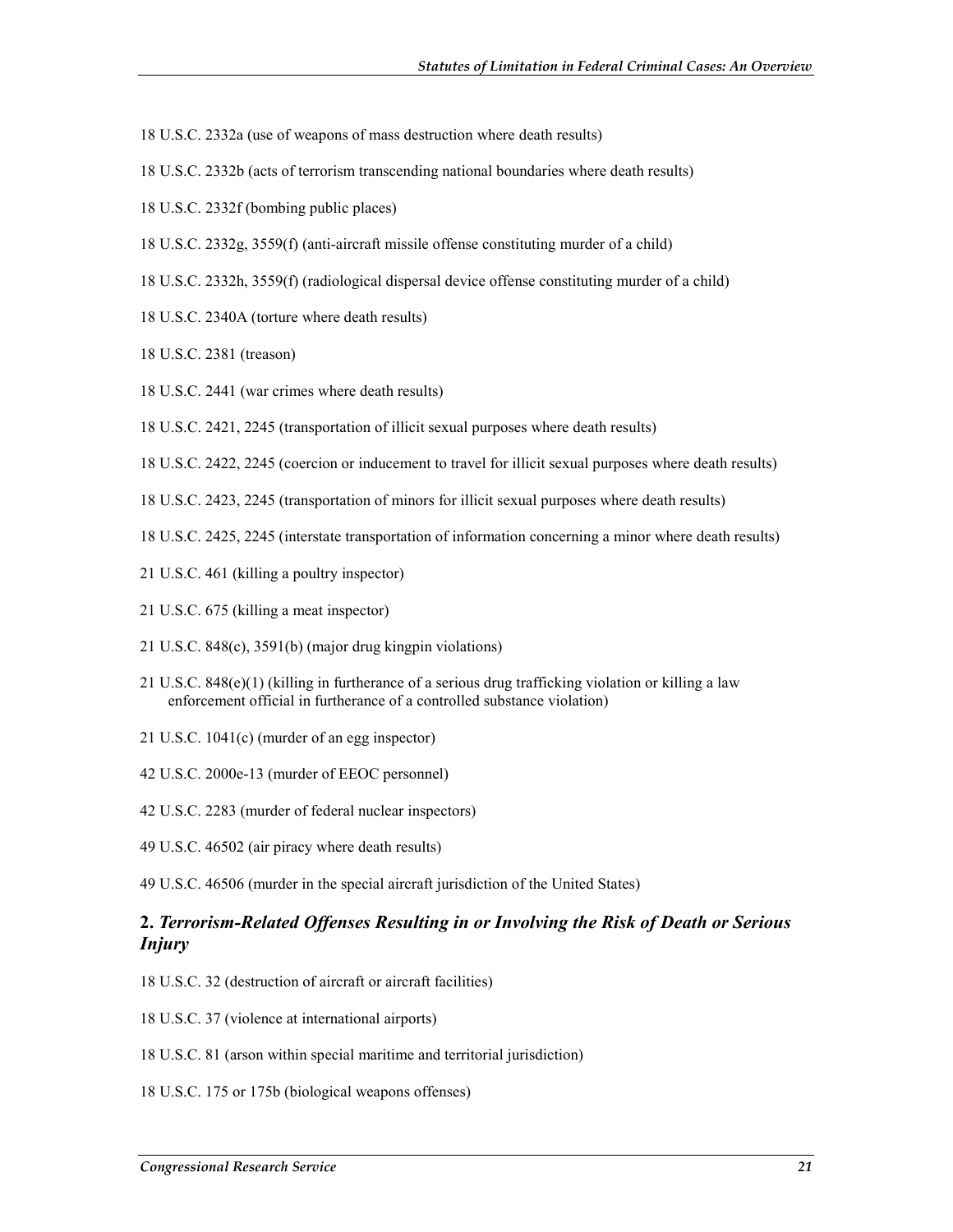18 U.S.C. 2332a (use of weapons of mass destruction where death results)

18 U.S.C. 2332b (acts of terrorism transcending national boundaries where death results)

18 U.S.C. 2332f (bombing public places)

18 U.S.C. 2332g, 3559(f) (anti-aircraft missile offense constituting murder of a child)

18 U.S.C. 2332h, 3559(f) (radiological dispersal device offense constituting murder of a child)

18 U.S.C. 2340A (torture where death results)

18 U.S.C. 2381 (treason)

18 U.S.C. 2441 (war crimes where death results)

18 U.S.C. 2421, 2245 (transportation of illicit sexual purposes where death results)

18 U.S.C. 2422, 2245 (coercion or inducement to travel for illicit sexual purposes where death results)

18 U.S.C. 2423, 2245 (transportation of minors for illicit sexual purposes where death results)

18 U.S.C. 2425, 2245 (interstate transportation of information concerning a minor where death results)

21 U.S.C. 461 (killing a poultry inspector)

21 U.S.C. 675 (killing a meat inspector)

21 U.S.C. 848(c), 3591(b) (major drug kingpin violations)

21 U.S.C. 848(e)(1) (killing in furtherance of a serious drug trafficking violation or killing a law enforcement official in furtherance of a controlled substance violation)

21 U.S.C. 1041(c) (murder of an egg inspector)

42 U.S.C. 2000e-13 (murder of EEOC personnel)

42 U.S.C. 2283 (murder of federal nuclear inspectors)

49 U.S.C. 46502 (air piracy where death results)

49 U.S.C. 46506 (murder in the special aircraft jurisdiction of the United States)

### 2. *Terrorism-Related Offenses Resulting in or Involving the Risk of Death or Serious Injury*

18 U.S.C. 32 (destruction of aircraft or aircraft facilities)

18 U.S.C. 37 (violence at international airports)

18 U.S.C. 81 (arson within special maritime and territorial jurisdiction)

18 U.S.C. 175 or 175b (biological weapons offenses)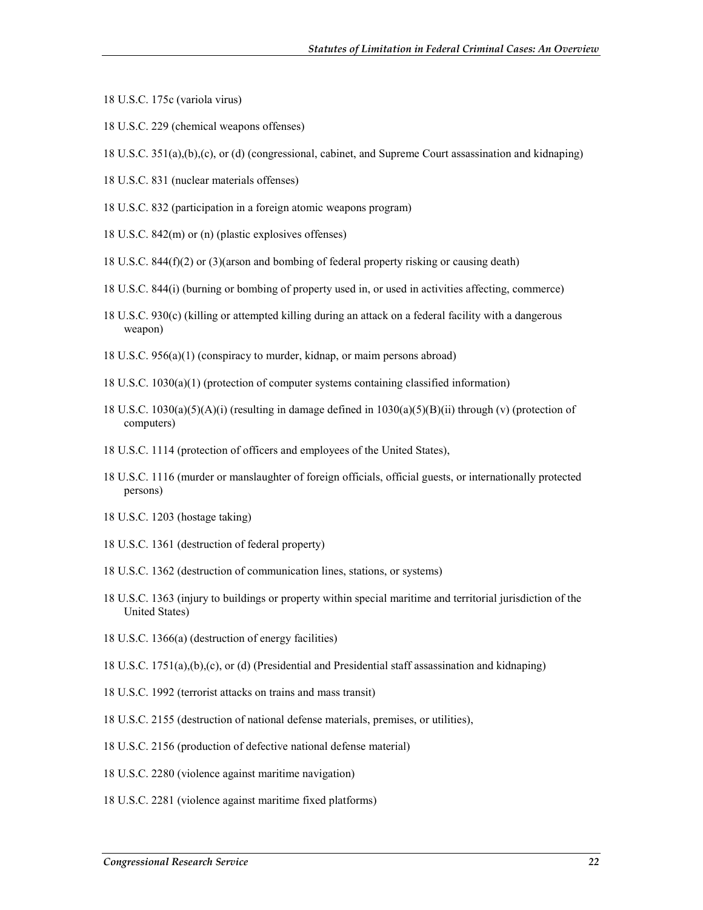18 U.S.C. 175c (variola virus)

18 U.S.C. 229 (chemical weapons offenses)

18 U.S.C. 351(a),(b),(c), or (d) (congressional, cabinet, and Supreme Court assassination and kidnaping)

18 U.S.C. 831 (nuclear materials offenses)

18 U.S.C. 832 (participation in a foreign atomic weapons program)

18 U.S.C. 842(m) or (n) (plastic explosives offenses)

18 U.S.C. 844(f)(2) or (3)(arson and bombing of federal property risking or causing death)

18 U.S.C. 844(i) (burning or bombing of property used in, or used in activities affecting, commerce)

18 U.S.C. 930(c) (killing or attempted killing during an attack on a federal facility with a dangerous weapon)

18 U.S.C. 956(a)(1) (conspiracy to murder, kidnap, or maim persons abroad)

18 U.S.C. 1030(a)(1) (protection of computer systems containing classified information)

18 U.S.C. 1030(a)(5)(A)(i) (resulting in damage defined in 1030(a)(5)(B)(ii) through (v) (protection of computers)

18 U.S.C. 1114 (protection of officers and employees of the United States),

18 U.S.C. 1116 (murder or manslaughter of foreign officials, official guests, or internationally protected persons)

18 U.S.C. 1203 (hostage taking)

18 U.S.C. 1361 (destruction of federal property)

18 U.S.C. 1362 (destruction of communication lines, stations, or systems)

18 U.S.C. 1363 (injury to buildings or property within special maritime and territorial jurisdiction of the United States)

18 U.S.C. 1366(a) (destruction of energy facilities)

18 U.S.C. 1751(a),(b),(c), or (d) (Presidential and Presidential staff assassination and kidnaping)

18 U.S.C. 1992 (terrorist attacks on trains and mass transit)

18 U.S.C. 2155 (destruction of national defense materials, premises, or utilities),

18 U.S.C. 2156 (production of defective national defense material)

18 U.S.C. 2280 (violence against maritime navigation)

18 U.S.C. 2281 (violence against maritime fixed platforms)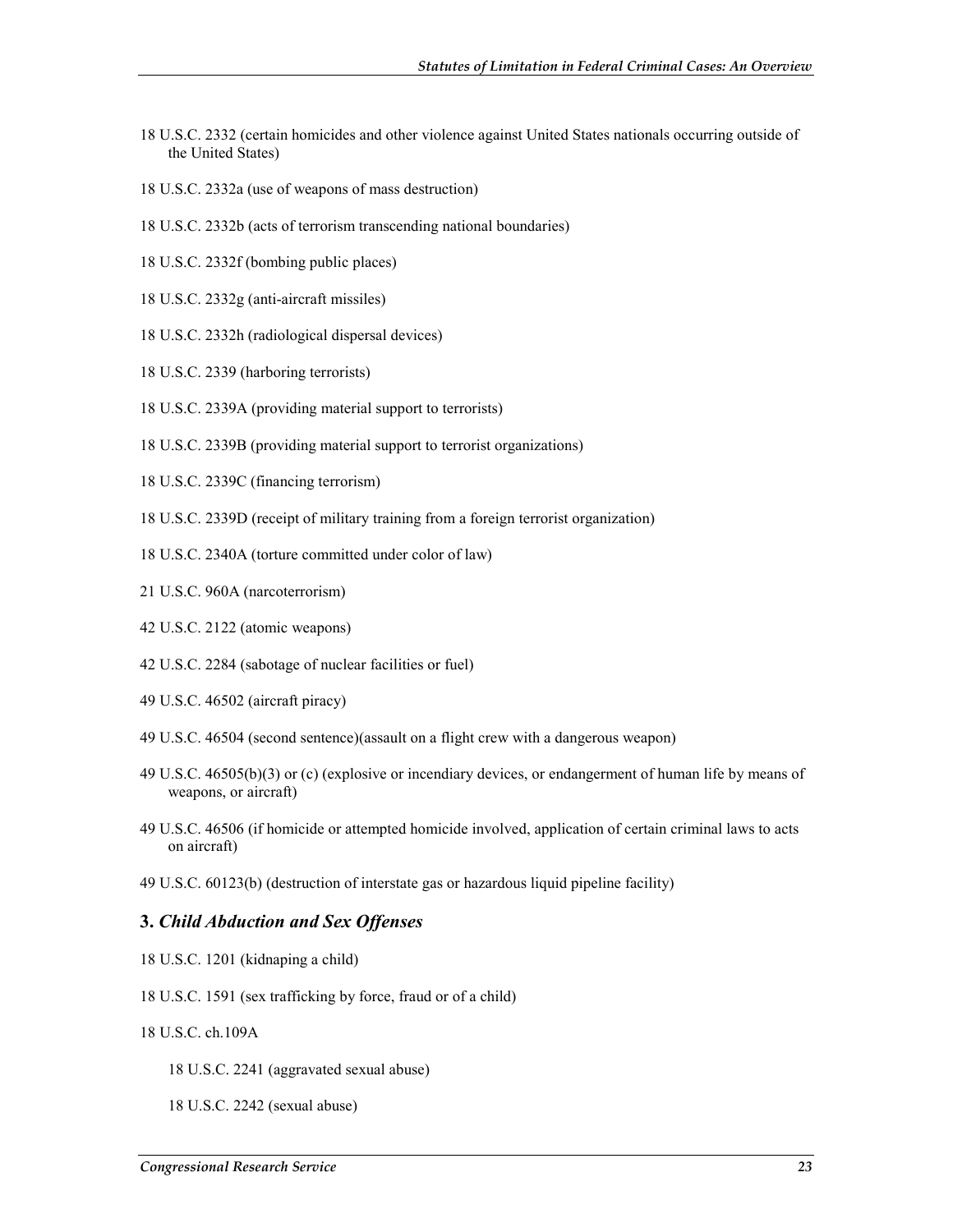18 U.S.C. 2332 (certain homicides and other violence against United States nationals occurring outside of the United States)

18 U.S.C. 2332a (use of weapons of mass destruction)

18 U.S.C. 2332b (acts of terrorism transcending national boundaries)

18 U.S.C. 2332f (bombing public places)

18 U.S.C. 2332g (anti-aircraft missiles)

18 U.S.C. 2332h (radiological dispersal devices)

18 U.S.C. 2339 (harboring terrorists)

18 U.S.C. 2339A (providing material support to terrorists)

18 U.S.C. 2339B (providing material support to terrorist organizations)

18 U.S.C. 2339C (financing terrorism)

18 U.S.C. 2339D (receipt of military training from a foreign terrorist organization)

18 U.S.C. 2340A (torture committed under color of law)

21 U.S.C. 960A (narcoterrorism)

42 U.S.C. 2122 (atomic weapons)

42 U.S.C. 2284 (sabotage of nuclear facilities or fuel)

49 U.S.C. 46502 (aircraft piracy)

49 U.S.C. 46504 (second sentence)(assault on a flight crew with a dangerous weapon)

49 U.S.C. 46505(b)(3) or (c) (explosive or incendiary devices, or endangerment of human life by means of weapons, or aircraft)

49 U.S.C. 46506 (if homicide or attempted homicide involved, application of certain criminal laws to acts on aircraft)

49 U.S.C. 60123(b) (destruction of interstate gas or hazardous liquid pipeline facility)

### 3. *Child Abduction and Sex Offenses*

18 U.S.C. 1201 (kidnaping a child)

18 U.S.C. 1591 (sex trafficking by force, fraud or of a child)

18 U.S.C. ch.109A

- 18 U.S.C. 2241 (aggravated sexual abuse)

- 18 U.S.C. 2242 (sexual abuse)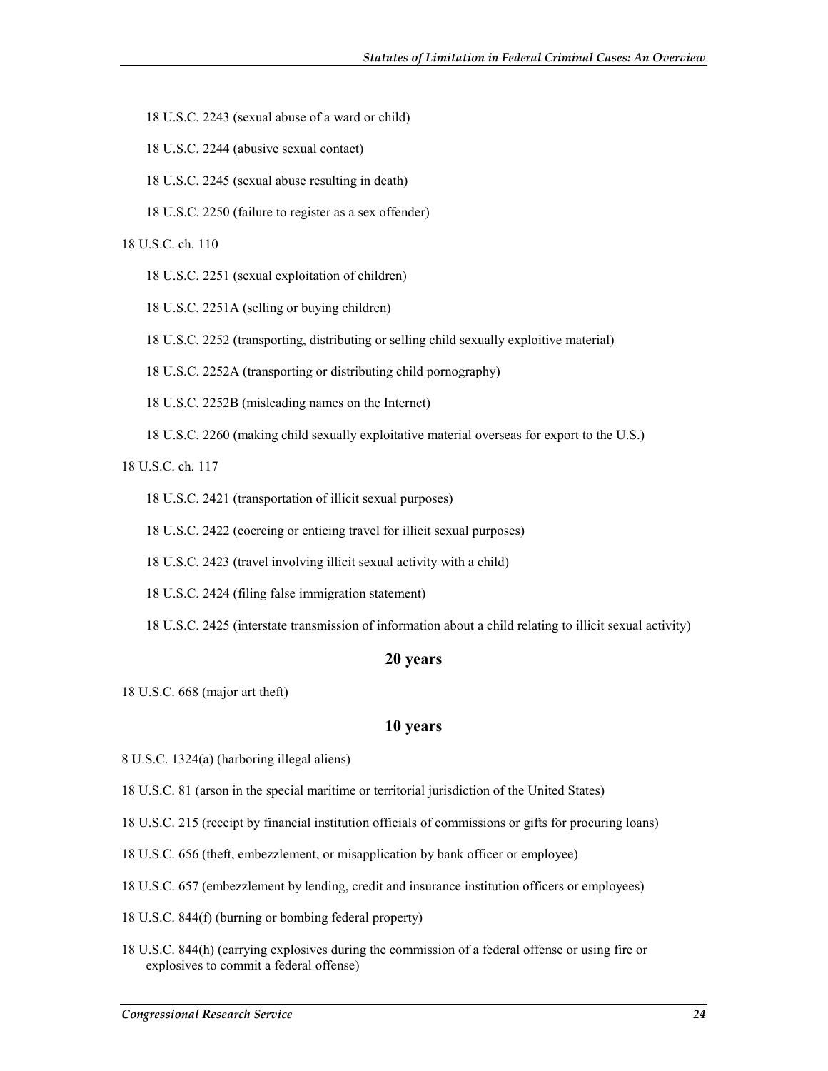18 U.S.C. 2243 (sexual abuse of a ward or child)

18 U.S.C. 2244 (abusive sexual contact)

18 U.S.C. 2245 (sexual abuse resulting in death)

18 U.S.C. 2250 (failure to register as a sex offender)

18 U.S.C. ch. 110

18 U.S.C. 2251 (sexual exploitation of children)

18 U.S.C. 2251A (selling or buying children)

18 U.S.C. 2252 (transporting, distributing or selling child sexually exploitive material)

18 U.S.C. 2252A (transporting or distributing child pornography)

18 U.S.C. 2252B (misleading names on the Internet)

18 U.S.C. 2260 (making child sexually exploitative material overseas for export to the U.S.)

18 U.S.C. ch. 117

18 U.S.C. 2421 (transportation of illicit sexual purposes)

18 U.S.C. 2422 (coercing or enticing travel for illicit sexual purposes)

18 U.S.C. 2423 (travel involving illicit sexual activity with a child)

18 U.S.C. 2424 (filing false immigration statement)

18 U.S.C. 2425 (interstate transmission of information about a child relating to illicit sexual activity)

## 20 years

18 U.S.C. 668 (major art theft)

## 10 years

8 U.S.C. 1324(a) (harboring illegal aliens)

18 U.S.C. 81 (arson in the special maritime or territorial jurisdiction of the United States)

18 U.S.C. 215 (receipt by financial institution officials of commissions or gifts for procuring loans)

18 U.S.C. 656 (theft, embezzlement, or misapplication by bank officer or employee)

18 U.S.C. 657 (embezzlement by lending, credit and insurance institution officers or employees)

18 U.S.C. 844(f) (burning or bombing federal property)

18 U.S.C. 844(h) (carrying explosives during the commission of a federal offense or using fire or explosives to commit a federal offense)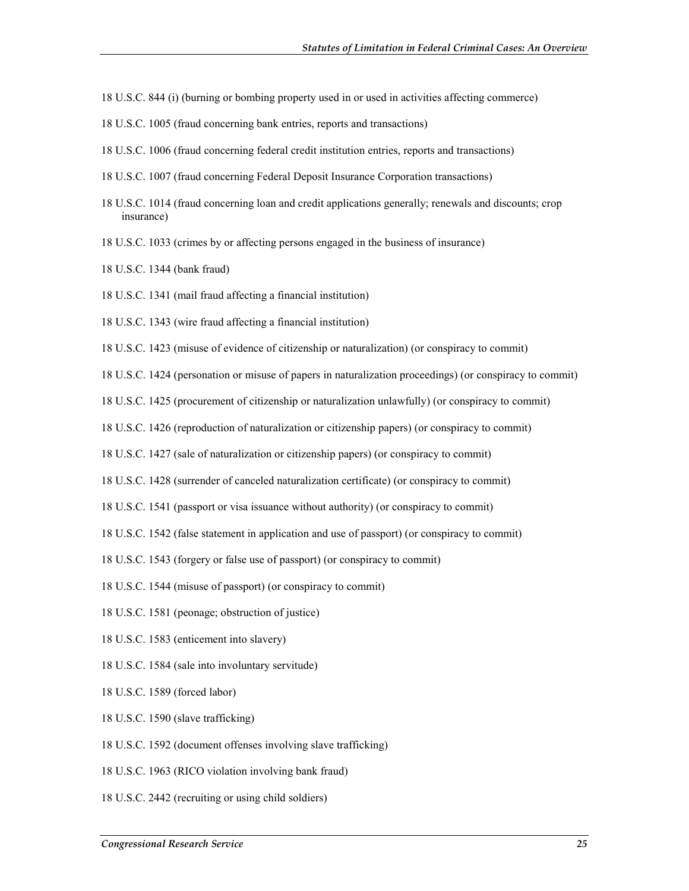18 U.S.C. 844 (i) (burning or bombing property used in or used in activities affecting commerce)

18 U.S.C. 1005 (fraud concerning bank entries, reports and transactions)

18 U.S.C. 1006 (fraud concerning federal credit institution entries, reports and transactions)

18 U.S.C. 1007 (fraud concerning Federal Deposit Insurance Corporation transactions)

18 U.S.C. 1014 (fraud concerning loan and credit applications generally; renewals and discounts; crop insurance)

18 U.S.C. 1033 (crimes by or affecting persons engaged in the business of insurance)

18 U.S.C. 1344 (bank fraud)

18 U.S.C. 1341 (mail fraud affecting a financial institution)

18 U.S.C. 1343 (wire fraud affecting a financial institution)

18 U.S.C. 1423 (misuse of evidence of citizenship or naturalization) (or conspiracy to commit)

18 U.S.C. 1424 (personation or misuse of papers in naturalization proceedings) (or conspiracy to commit)

18 U.S.C. 1425 (procurement of citizenship or naturalization unlawfully) (or conspiracy to commit)

18 U.S.C. 1426 (reproduction of naturalization or citizenship papers) (or conspiracy to commit)

18 U.S.C. 1427 (sale of naturalization or citizenship papers) (or conspiracy to commit)

18 U.S.C. 1428 (surrender of canceled naturalization certificate) (or conspiracy to commit)

18 U.S.C. 1541 (passport or visa issuance without authority) (or conspiracy to commit)

18 U.S.C. 1542 (false statement in application and use of passport) (or conspiracy to commit)

18 U.S.C. 1543 (forgery or false use of passport) (or conspiracy to commit)

18 U.S.C. 1544 (misuse of passport) (or conspiracy to commit)

18 U.S.C. 1581 (peonage; obstruction of justice)

18 U.S.C. 1583 (enticement into slavery)

18 U.S.C. 1584 (sale into involuntary servitude)

18 U.S.C. 1589 (forced labor)

18 U.S.C. 1590 (slave trafficking)

18 U.S.C. 1592 (document offenses involving slave trafficking)

18 U.S.C. 1963 (RICO violation involving bank fraud)

18 U.S.C. 2442 (recruiting or using child soldiers)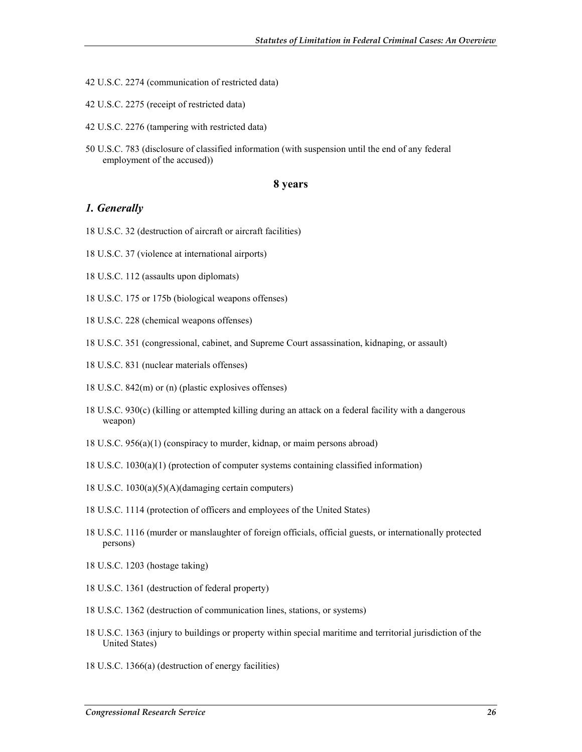42 U.S.C. 2274 (communication of restricted data)

42 U.S.C. 2275 (receipt of restricted data)

42 U.S.C. 2276 (tampering with restricted data)

50 U.S.C. 783 (disclosure of classified information (with suspension until the end of any federal employment of the accused))

## 8 years

### *1. Generally*

18 U.S.C. 32 (destruction of aircraft or aircraft facilities)

18 U.S.C. 37 (violence at international airports)

18 U.S.C. 112 (assaults upon diplomats)

18 U.S.C. 175 or 175b (biological weapons offenses)

18 U.S.C. 228 (chemical weapons offenses)

18 U.S.C. 351 (congressional, cabinet, and Supreme Court assassination, kidnaping, or assault)

18 U.S.C. 831 (nuclear materials offenses)

18 U.S.C. 842(m) or (n) (plastic explosives offenses)

18 U.S.C. 930(c) (killing or attempted killing during an attack on a federal facility with a dangerous weapon)

18 U.S.C. 956(a)(1) (conspiracy to murder, kidnap, or maim persons abroad)

18 U.S.C. 1030(a)(1) (protection of computer systems containing classified information)

18 U.S.C. 1030(a)(5)(A)(damaging certain computers)

18 U.S.C. 1114 (protection of officers and employees of the United States)

18 U.S.C. 1116 (murder or manslaughter of foreign officials, official guests, or internationally protected persons)

18 U.S.C. 1203 (hostage taking)

18 U.S.C. 1361 (destruction of federal property)

18 U.S.C. 1362 (destruction of communication lines, stations, or systems)

18 U.S.C. 1363 (injury to buildings or property within special maritime and territorial jurisdiction of the United States)

18 U.S.C. 1366(a) (destruction of energy facilities)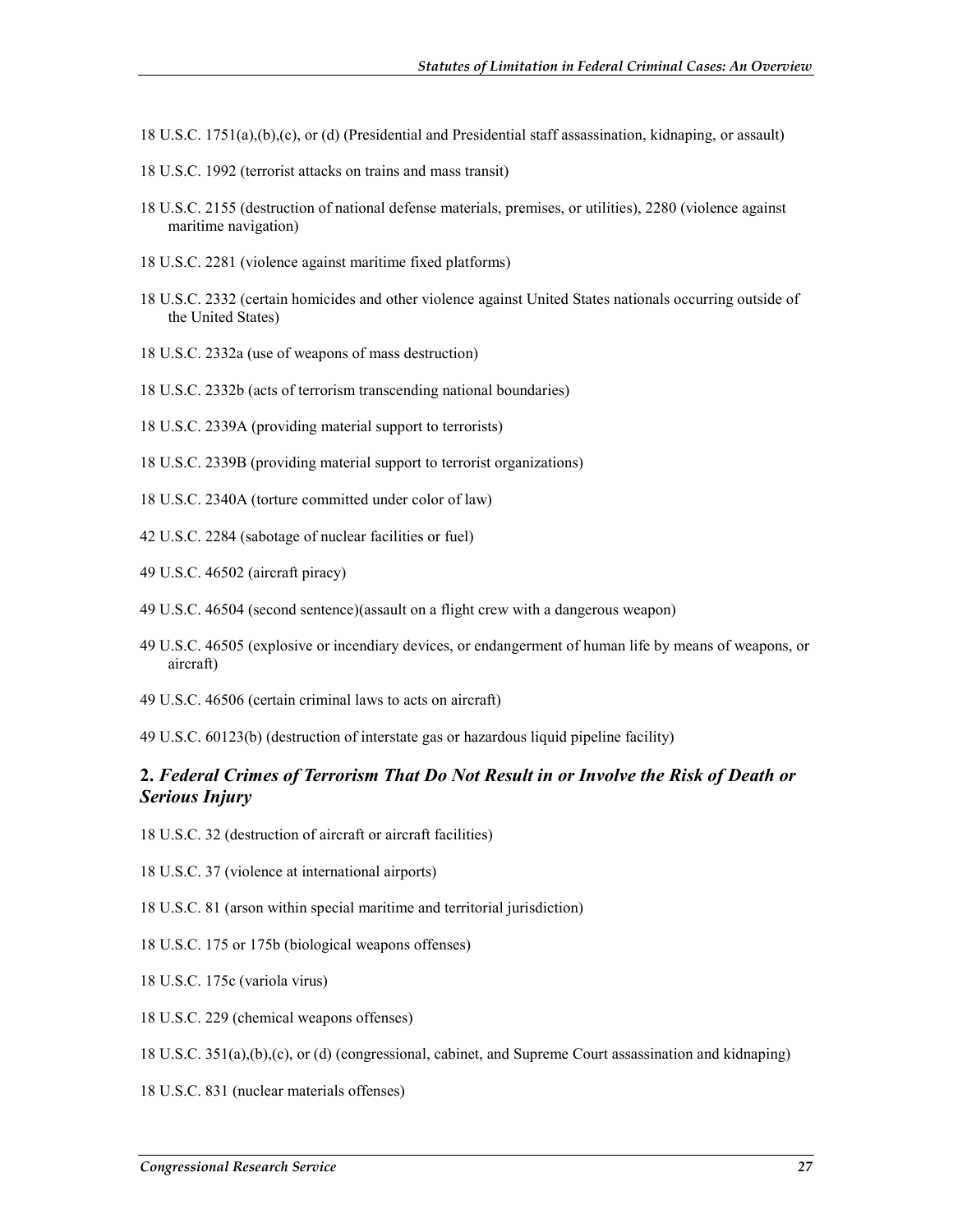18 U.S.C. 1751(a),(b),(c), or (d) (Presidential and Presidential staff assassination, kidnaping, or assault)

18 U.S.C. 1992 (terrorist attacks on trains and mass transit)

18 U.S.C. 2155 (destruction of national defense materials, premises, or utilities), 2280 (violence against maritime navigation)

18 U.S.C. 2281 (violence against maritime fixed platforms)

18 U.S.C. 2332 (certain homicides and other violence against United States nationals occurring outside of the United States)

18 U.S.C. 2332a (use of weapons of mass destruction)

18 U.S.C. 2332b (acts of terrorism transcending national boundaries)

18 U.S.C. 2339A (providing material support to terrorists)

18 U.S.C. 2339B (providing material support to terrorist organizations)

18 U.S.C. 2340A (torture committed under color of law)

42 U.S.C. 2284 (sabotage of nuclear facilities or fuel)

49 U.S.C. 46502 (aircraft piracy)

49 U.S.C. 46504 (second sentence)(assault on a flight crew with a dangerous weapon)

49 U.S.C. 46505 (explosive or incendiary devices, or endangerment of human life by means of weapons, or aircraft)

49 U.S.C. 46506 (certain criminal laws to acts on aircraft)

49 U.S.C. 60123(b) (destruction of interstate gas or hazardous liquid pipeline facility)

### 2. *Federal Crimes of Terrorism That Do Not Result in or Involve the Risk of Death or Serious Injury*

18 U.S.C. 32 (destruction of aircraft or aircraft facilities)

18 U.S.C. 37 (violence at international airports)

18 U.S.C. 81 (arson within special maritime and territorial jurisdiction)

18 U.S.C. 175 or 175b (biological weapons offenses)

18 U.S.C. 175c (variola virus)

18 U.S.C. 229 (chemical weapons offenses)

18 U.S.C. 351(a),(b),(c), or (d) (congressional, cabinet, and Supreme Court assassination and kidnaping)

18 U.S.C. 831 (nuclear materials offenses)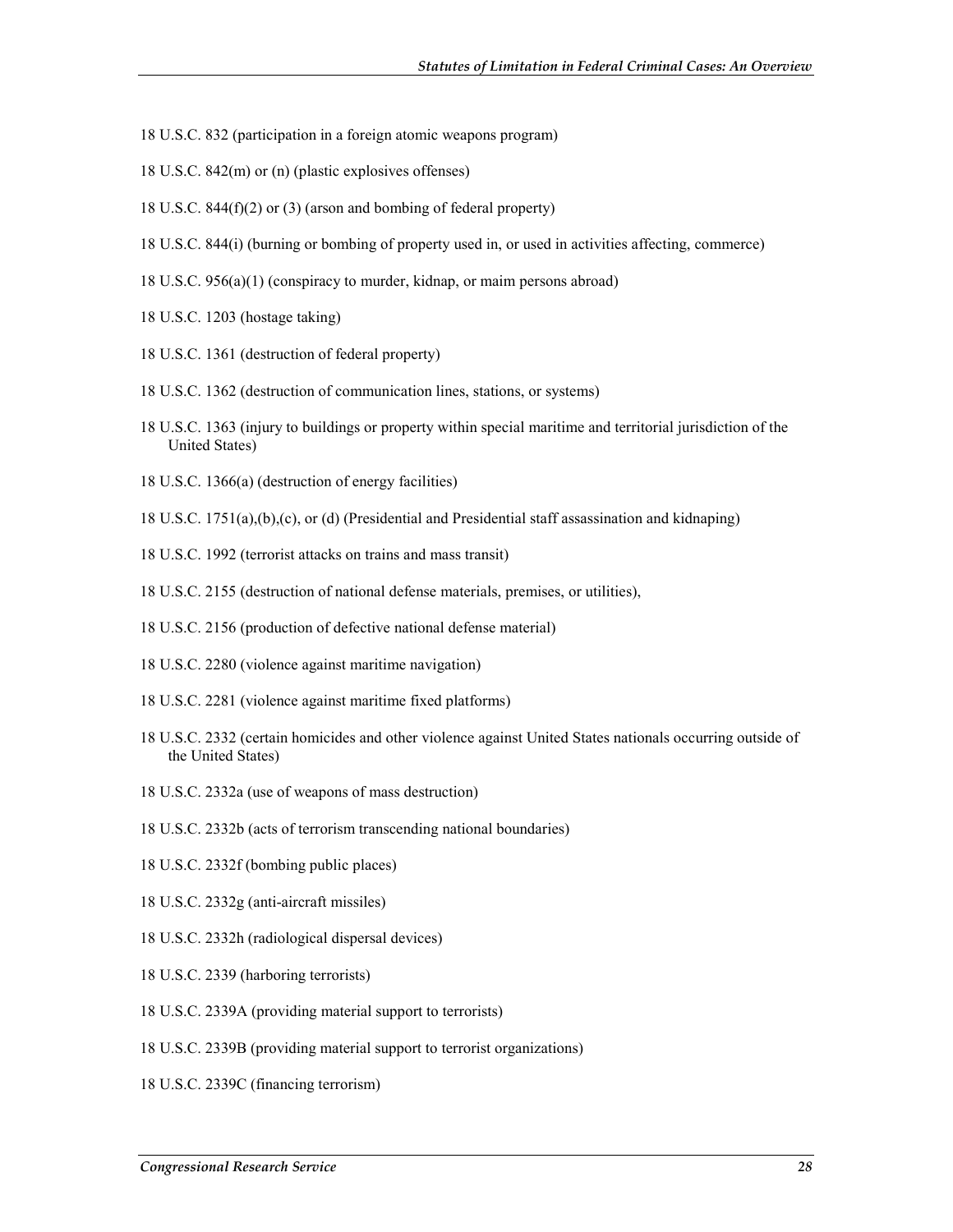18 U.S.C. 832 (participation in a foreign atomic weapons program)

18 U.S.C. 842(m) or (n) (plastic explosives offenses)

18 U.S.C. 844(f)(2) or (3) (arson and bombing of federal property)

18 U.S.C. 844(i) (burning or bombing of property used in, or used in activities affecting, commerce)

18 U.S.C. 956(a)(1) (conspiracy to murder, kidnap, or maim persons abroad)

18 U.S.C. 1203 (hostage taking)

18 U.S.C. 1361 (destruction of federal property)

18 U.S.C. 1362 (destruction of communication lines, stations, or systems)

18 U.S.C. 1363 (injury to buildings or property within special maritime and territorial jurisdiction of the United States)

18 U.S.C. 1366(a) (destruction of energy facilities)

18 U.S.C. 1751(a),(b),(c), or (d) (Presidential and Presidential staff assassination and kidnaping)

18 U.S.C. 1992 (terrorist attacks on trains and mass transit)

18 U.S.C. 2155 (destruction of national defense materials, premises, or utilities),

18 U.S.C. 2156 (production of defective national defense material)

18 U.S.C. 2280 (violence against maritime navigation)

18 U.S.C. 2281 (violence against maritime fixed platforms)

18 U.S.C. 2332 (certain homicides and other violence against United States nationals occurring outside of the United States)

18 U.S.C. 2332a (use of weapons of mass destruction)

18 U.S.C. 2332b (acts of terrorism transcending national boundaries)

18 U.S.C. 2332f (bombing public places)

18 U.S.C. 2332g (anti-aircraft missiles)

18 U.S.C. 2332h (radiological dispersal devices)

18 U.S.C. 2339 (harboring terrorists)

18 U.S.C. 2339A (providing material support to terrorists)

18 U.S.C. 2339B (providing material support to terrorist organizations)

18 U.S.C. 2339C (financing terrorism)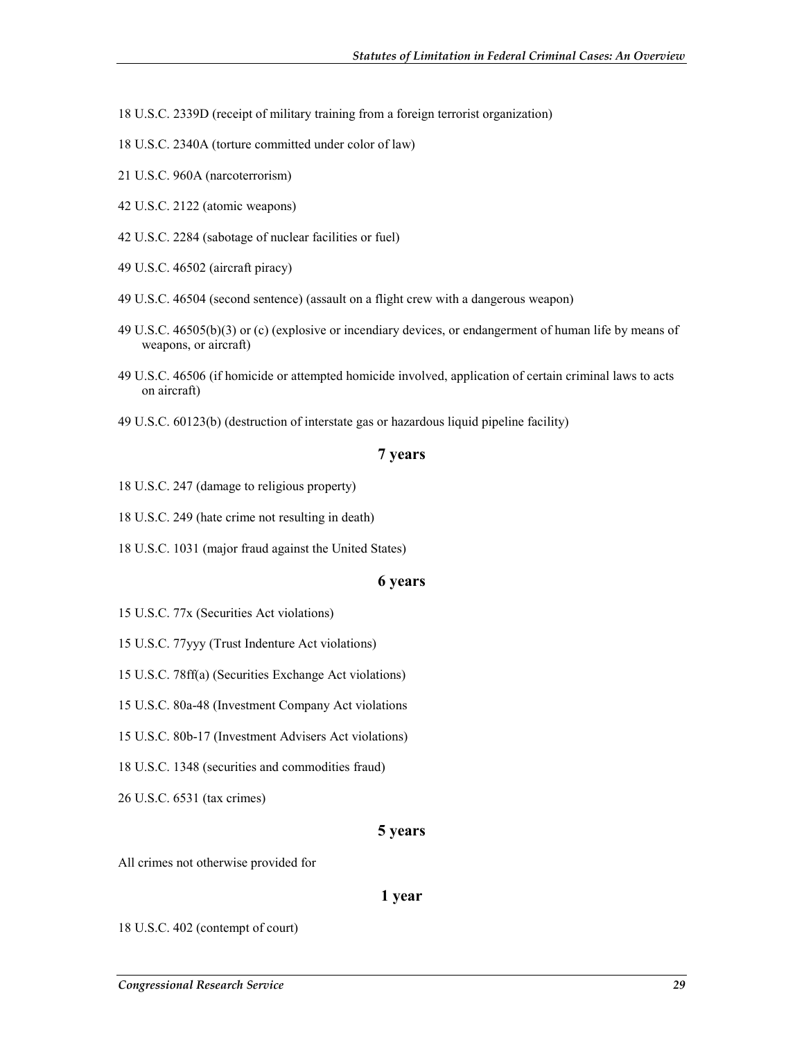18 U.S.C. 2339D (receipt of military training from a foreign terrorist organization)

18 U.S.C. 2340A (torture committed under color of law)

21 U.S.C. 960A (narcoterrorism)

42 U.S.C. 2122 (atomic weapons)

42 U.S.C. 2284 (sabotage of nuclear facilities or fuel)

49 U.S.C. 46502 (aircraft piracy)

49 U.S.C. 46504 (second sentence) (assault on a flight crew with a dangerous weapon)

49 U.S.C. 46505(b)(3) or (c) (explosive or incendiary devices, or endangerment of human life by means of weapons, or aircraft)

49 U.S.C. 46506 (if homicide or attempted homicide involved, application of certain criminal laws to acts on aircraft)

49 U.S.C. 60123(b) (destruction of interstate gas or hazardous liquid pipeline facility)

### 7 years

18 U.S.C. 247 (damage to religious property)

18 U.S.C. 249 (hate crime not resulting in death)

18 U.S.C. 1031 (major fraud against the United States)

### 6 years

15 U.S.C. 77x (Securities Act violations)

15 U.S.C. 77yyy (Trust Indenture Act violations)

15 U.S.C. 78ff(a) (Securities Exchange Act violations)

15 U.S.C. 80a-48 (Investment Company Act violations

15 U.S.C. 80b-17 (Investment Advisers Act violations)

18 U.S.C. 1348 (securities and commodities fraud)

26 U.S.C. 6531 (tax crimes)

### 5 years

All crimes not otherwise provided for

### 1 year

18 U.S.C. 402 (contempt of court)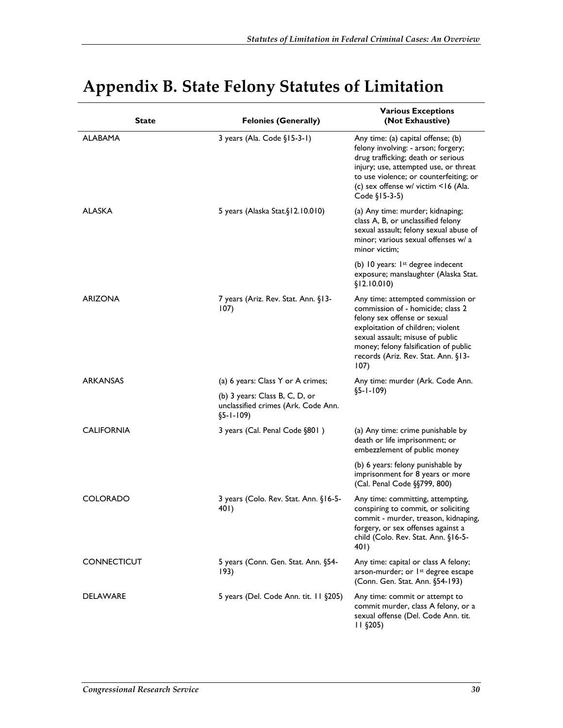# Appendix B. State Felony Statutes of Limitation

| State | Felonies (Generally) | Various Exceptions (Not Exhaustive) |
|---|---|---|
| ALABAMA | 3 years (Ala. Code §15-3-1) | Any time: (a) capital offense; (b) felony involving: - arson; forgery; drug trafficking; death or serious injury; use, attempted use, or threat to use violence; or counterfeiting; or (c) sex offense w/ victim <16 (Ala. Code §15-3-5) |
| ALASKA | 5 years (Alaska Stat.§12.10.010) | (a) Any time: murder; kidnaping; class A, B, or unclassified felony sexual assault; felony sexual abuse of minor; various sexual offenses w/ a minor victim; (b) 10 years: 1st degree indecent exposure; manslaughter (Alaska Stat. §12.10.010) |
| ARIZONA | 7 years (Ariz. Rev. Stat. Ann. §13-107) | Any time: attempted commission or commission of - homicide; class 2 felony sex offense or sexual exploitation of children; violent sexual assault; misuse of public money; felony falsification of public records (Ariz. Rev. Stat. Ann. §13-107) |
| ARKANSAS | (a) 6 years: Class Y or A crimes; (b) 3 years: Class B, C, D, or unclassified crimes (Ark. Code Ann. §5-1-109) | Any time: murder (Ark. Code Ann. §5-1-109) |
| CALIFORNIA | 3 years (Cal. Penal Code §801 ) | (a) Any time: crime punishable by death or life imprisonment; or embezzlement of public money (b) 6 years: felony punishable by imprisonment for 8 years or more (Cal. Penal Code §§799, 800) |
| COLORADO | 3 years (Colo. Rev. Stat. Ann. §16-5-401) | Any time: committing, attempting, conspiring to commit, or soliciting commit - murder, treason, kidnaping, forgery, or sex offenses against a child (Colo. Rev. Stat. Ann. §16-5-401) |
| CONNECTICUT | 5 years (Conn. Gen. Stat. Ann. §54-193) | Any time: capital or class A felony; arson-murder; or 1st degree escape (Conn. Gen. Stat. Ann. §54-193) |
| DELAWARE | 5 years (Del. Code Ann. tit. 11 §205) | Any time: commit or attempt to commit murder, class A felony, or a sexual offense (Del. Code Ann. tit. 11 §205) |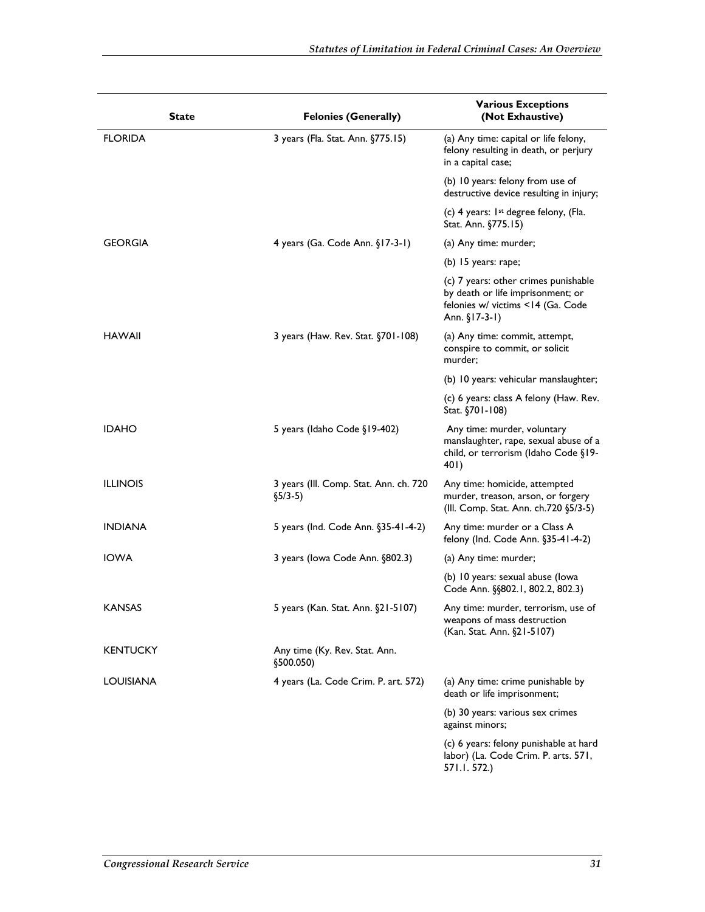| State | Felonies (Generally) | Various Exceptions (Not Exhaustive) |
|---|---|---|
| FLORIDA | 3 years (Fla. Stat. Ann. §775.15) | (a) Any time: capital or life felony, felony resulting in death, or perjury in a capital case; |
| | | (b) 10 years: felony from use of destructive device resulting in injury; |
| | | (c) 4 years: 1st degree felony, (Fla. Stat. Ann. §775.15) |
| GEORGIA | 4 years (Ga. Code Ann. §17-3-1) | (a) Any time: murder; |
| | | (b) 15 years: rape; |
| | | (c) 7 years: other crimes punishable by death or life imprisonment; or felonies w/ victims <14 (Ga. Code Ann. §17-3-1) |
| HAWAII | 3 years (Haw. Rev. Stat. §701-108) | (a) Any time: commit, attempt, conspire to commit, or solicit murder; |
| | | (b) 10 years: vehicular manslaughter; |
| | | (c) 6 years: class A felony (Haw. Rev. Stat. §701-108) |
| IDAHO | 5 years (Idaho Code §19-402) | Any time: murder, voluntary manslaughter, rape, sexual abuse of a child, or terrorism (Idaho Code §19-401) |
| ILLINOIS | 3 years (Ill. Comp. Stat. Ann. ch. 720 §5/3-5) | Any time: homicide, attempted murder, treason, arson, or forgery (Ill. Comp. Stat. Ann. ch.720 §5/3-5) |
| INDIANA | 5 years (Ind. Code Ann. §35-41-4-2) | Any time: murder or a Class A felony (Ind. Code Ann. §35-41-4-2) |
| IOWA | 3 years (Iowa Code Ann. §802.3) | (a) Any time: murder; |
| | | (b) 10 years: sexual abuse (Iowa Code Ann. §§802.1, 802.2, 802.3) |
| KANSAS | 5 years (Kan. Stat. Ann. §21-5107) | Any time: murder, terrorism, use of weapons of mass destruction (Kan. Stat. Ann. §21-5107) |
| KENTUCKY | Any time (Ky. Rev. Stat. Ann. §500.050) | |
| LOUISIANA | 4 years (La. Code Crim. P. art. 572) | (a) Any time: crime punishable by death or life imprisonment; |
| | | (b) 30 years: various sex crimes against minors; |
| | | (c) 6 years: felony punishable at hard labor) (La. Code Crim. P. arts. 571, 571.1. 572.) |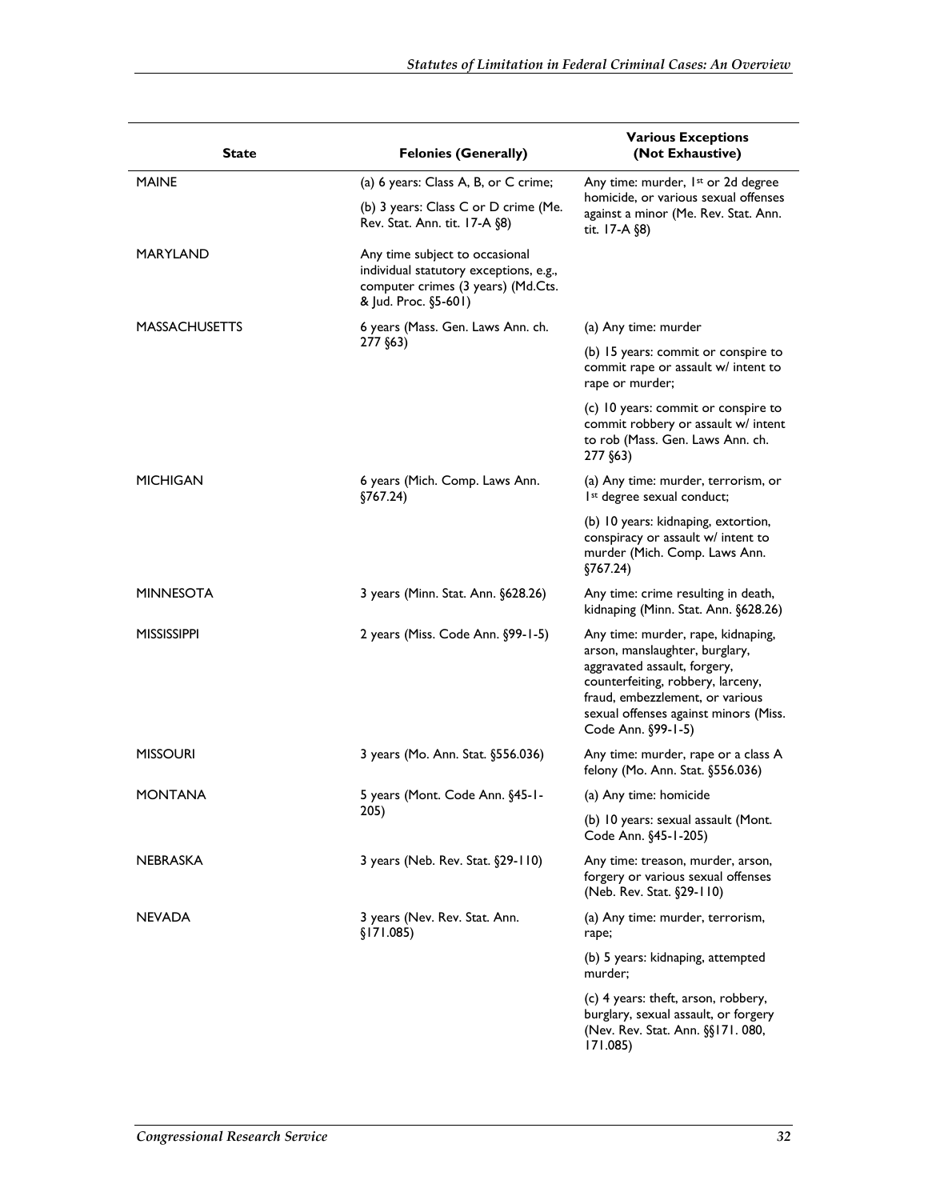| State | Felonies (Generally) | Various Exceptions (Not Exhaustive) |
|---|---|---|
| MAINE | (a) 6 years: Class A, B, or C crime; (b) 3 years: Class C or D crime (Me. Rev. Stat. Ann. tit. 17-A §8) | Any time: murder, 1st or 2d degree homicide, or various sexual offenses against a minor (Me. Rev. Stat. Ann. tit. 17-A §8) |
| MARYLAND | Any time subject to occasional individual statutory exceptions, e.g., computer crimes (3 years) (Md.Cts. & Jud. Proc. §5-601) | |
| MASSACHUSETTS | 6 years (Mass. Gen. Laws Ann. ch. 277 §63) | (a) Any time: murder (b) 15 years: commit or conspire to commit rape or assault w/ intent to rape or murder; (c) 10 years: commit or conspire to commit robbery or assault w/ intent to rob (Mass. Gen. Laws Ann. ch. 277 §63) |
| MICHIGAN | 6 years (Mich. Comp. Laws Ann. §767.24) | (a) Any time: murder, terrorism, or 1st degree sexual conduct; (b) 10 years: kidnaping, extortion, conspiracy or assault w/ intent to murder (Mich. Comp. Laws Ann. §767.24) |
| MINNESOTA | 3 years (Minn. Stat. Ann. §628.26) | Any time: crime resulting in death, kidnaping (Minn. Stat. Ann. §628.26) |
| MISSISSIPPI | 2 years (Miss. Code Ann. §99-1-5) | Any time: murder, rape, kidnaping, arson, manslaughter, burglary, aggravated assault, forgery, counterfeiting, robbery, larceny, fraud, embezzlement, or various sexual offenses against minors (Miss. Code Ann. §99-1-5) |
| MISSOURI | 3 years (Mo. Ann. Stat. §556.036) | Any time: murder, rape or a class A felony (Mo. Ann. Stat. §556.036) |
| MONTANA | 5 years (Mont. Code Ann. §45-1-205) | (a) Any time: homicide (b) 10 years: sexual assault (Mont. Code Ann. §45-1-205) |
| NEBRASKA | 3 years (Neb. Rev. Stat. §29-110) | Any time: treason, murder, arson, forgery or various sexual offenses (Neb. Rev. Stat. §29-110) |
| NEVADA | 3 years (Nev. Rev. Stat. Ann. §171.085) | (a) Any time: murder, terrorism, rape; (b) 5 years: kidnaping, attempted murder; (c) 4 years: theft, arson, robbery, burglary, sexual assault, or forgery (Nev. Rev. Stat. Ann. §§171. 080, 171.085) |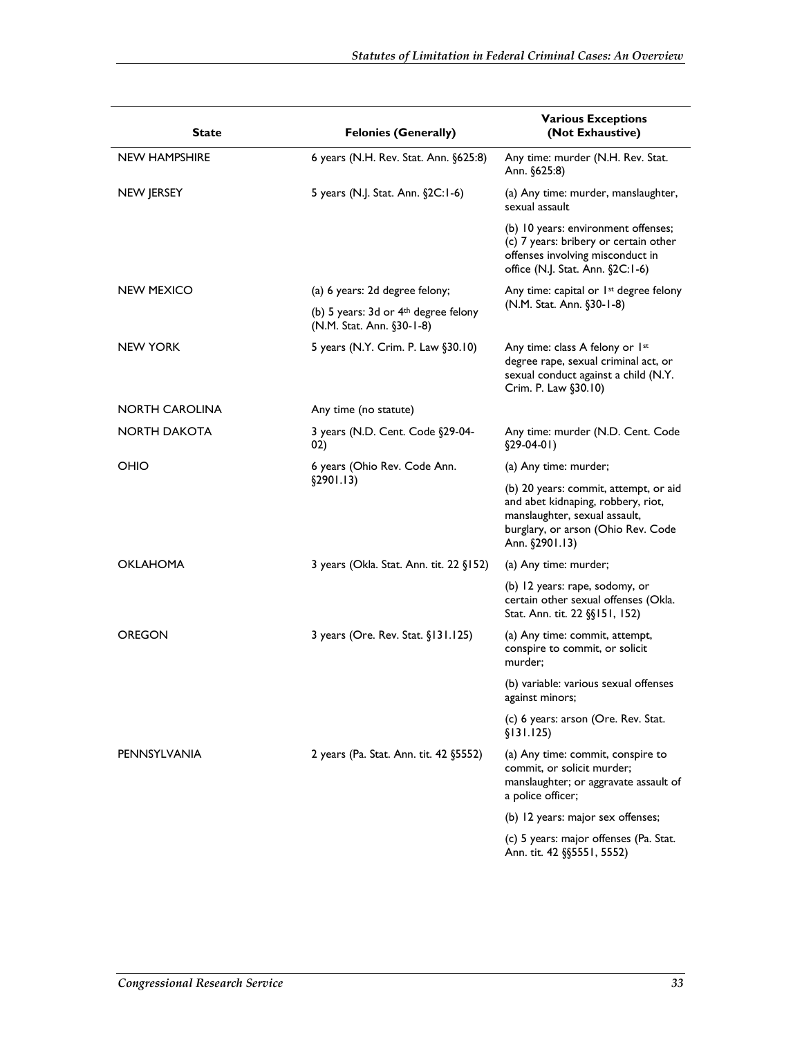| State | Felonies (Generally) | Various Exceptions (Not Exhaustive) |
|---|---|---|
| NEW HAMPSHIRE | 6 years (N.H. Rev. Stat. Ann. §625:8) | Any time: murder (N.H. Rev. Stat. Ann. §625:8) |
| NEW JERSEY | 5 years (N.J. Stat. Ann. §2C:1-6) | (a) Any time: murder, manslaughter, sexual assault |
| | | (b) 10 years: environment offenses; (c) 7 years: bribery or certain other offenses involving misconduct in office (N.J. Stat. Ann. §2C:1-6) |
| NEW MEXICO | (a) 6 years: 2d degree felony; | Any time: capital or 1st degree felony (N.M. Stat. Ann. §30-1-8) |
| | (b) 5 years: 3d or 4th degree felony (N.M. Stat. Ann. §30-1-8) | |
| NEW YORK | 5 years (N.Y. Crim. P. Law §30.10) | Any time: class A felony or 1st degree rape, sexual criminal act, or sexual conduct against a child (N.Y. Crim. P. Law §30.10) |
| NORTH CAROLINA | Any time (no statute) | |
| NORTH DAKOTA | 3 years (N.D. Cent. Code §29-04-02) | Any time: murder (N.D. Cent. Code §29-04-01) |
| OHIO | 6 years (Ohio Rev. Code Ann. §2901.13) | (a) Any time: murder; |
| | | (b) 20 years: commit, attempt, or aid and abet kidnaping, robbery, riot, manslaughter, sexual assault, burglary, or arson (Ohio Rev. Code Ann. §2901.13) |
| OKLAHOMA | 3 years (Okla. Stat. Ann. tit. 22 §152) | (a) Any time: murder; |
| | | (b) 12 years: rape, sodomy, or certain other sexual offenses (Okla. Stat. Ann. tit. 22 §§151, 152) |
| OREGON | 3 years (Ore. Rev. Stat. §131.125) | (a) Any time: commit, attempt, conspire to commit, or solicit murder; |
| | | (b) variable: various sexual offenses against minors; |
| | | (c) 6 years: arson (Ore. Rev. Stat. §131.125) |
| PENNSYLVANIA | 2 years (Pa. Stat. Ann. tit. 42 §5552) | (a) Any time: commit, conspire to commit, or solicit murder; manslaughter; or aggravate assault of a police officer; |
| | | (b) 12 years: major sex offenses; |
| | | (c) 5 years: major offenses (Pa. Stat. Ann. tit. 42 §§5551, 5552) |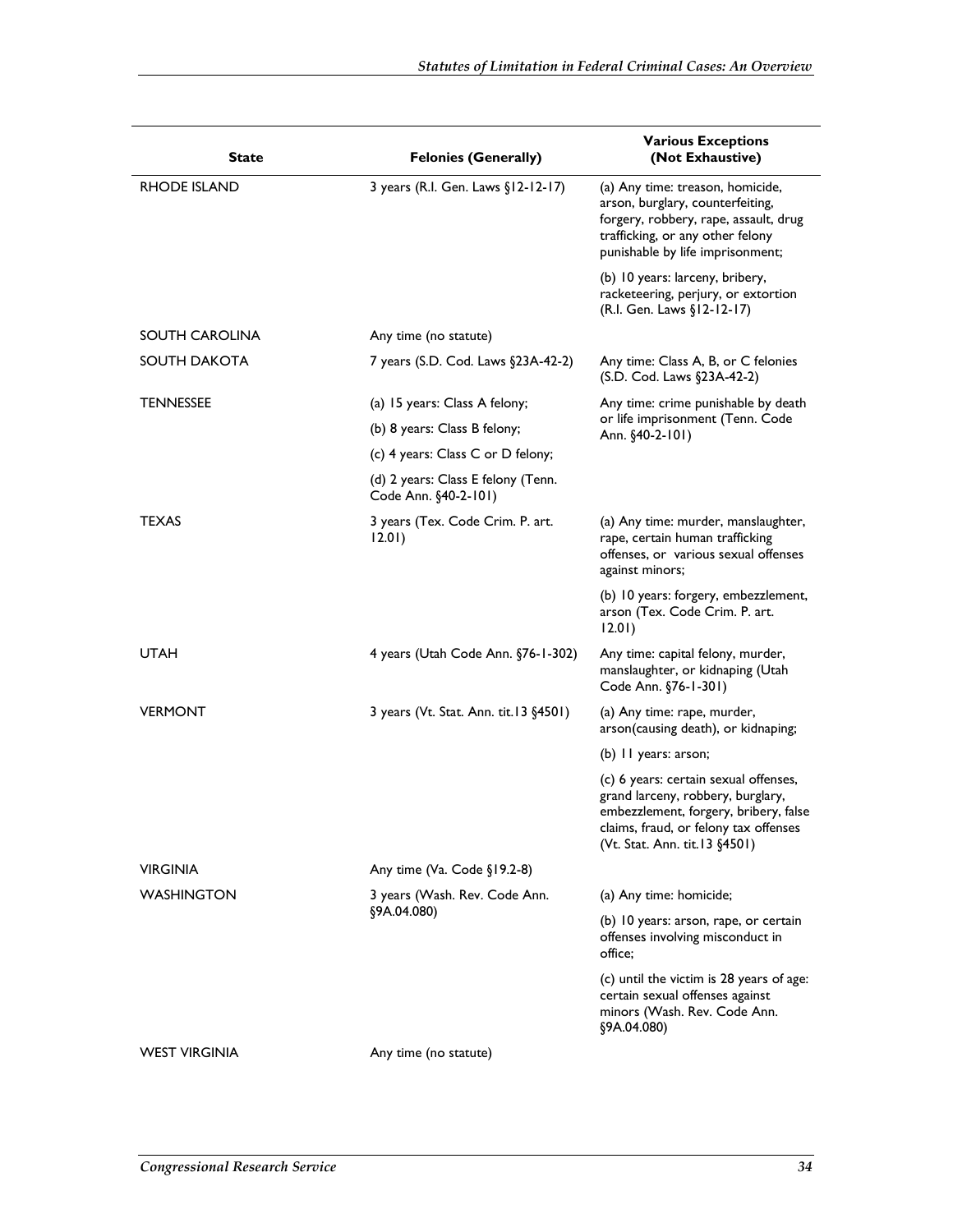| State | Felonies (Generally) | Various Exceptions (Not Exhaustive) |
|---|---|---|
| RHODE ISLAND | 3 years (R.I. Gen. Laws §12-12-17) | (a) Any time: treason, homicide, arson, burglary, counterfeiting, forgery, robbery, rape, assault, drug trafficking, or any other felony punishable by life imprisonment; (b) 10 years: larceny, bribery, racketeering, perjury, or extortion (R.I. Gen. Laws §12-12-17) |
| SOUTH CAROLINA | Any time (no statute) | |
| SOUTH DAKOTA | 7 years (S.D. Cod. Laws §23A-42-2) | Any time: Class A, B, or C felonies (S.D. Cod. Laws §23A-42-2) |
| TENNESSEE | (a) 15 years: Class A felony; (b) 8 years: Class B felony; (c) 4 years: Class C or D felony; (d) 2 years: Class E felony (Tenn. Code Ann. §40-2-101) | Any time: crime punishable by death or life imprisonment (Tenn. Code Ann. §40-2-101) |
| TEXAS | 3 years (Tex. Code Crim. P. art. 12.01) | (a) Any time: murder, manslaughter, rape, certain human trafficking offenses, or various sexual offenses against minors; (b) 10 years: forgery, embezzlement, arson (Tex. Code Crim. P. art. 12.01) |
| UTAH | 4 years (Utah Code Ann. §76-1-302) | Any time: capital felony, murder, manslaughter, or kidnaping (Utah Code Ann. §76-1-301) |
| VERMONT | 3 years (Vt. Stat. Ann. tit.13 §4501) | (a) Any time: rape, murder, arson(causing death), or kidnaping; (b) 11 years: arson; (c) 6 years: certain sexual offenses, grand larceny, robbery, burglary, embezzlement, forgery, bribery, false claims, fraud, or felony tax offenses (Vt. Stat. Ann. tit.13 §4501) |
| VIRGINIA | Any time (Va. Code §19.2-8) | |
| WASHINGTON | 3 years (Wash. Rev. Code Ann. §9A.04.080) | (a) Any time: homicide; (b) 10 years: arson, rape, or certain offenses involving misconduct in office; (c) until the victim is 28 years of age: certain sexual offenses against minors (Wash. Rev. Code Ann. §9A.04.080) |
| WEST VIRGINIA | Any time (no statute) | |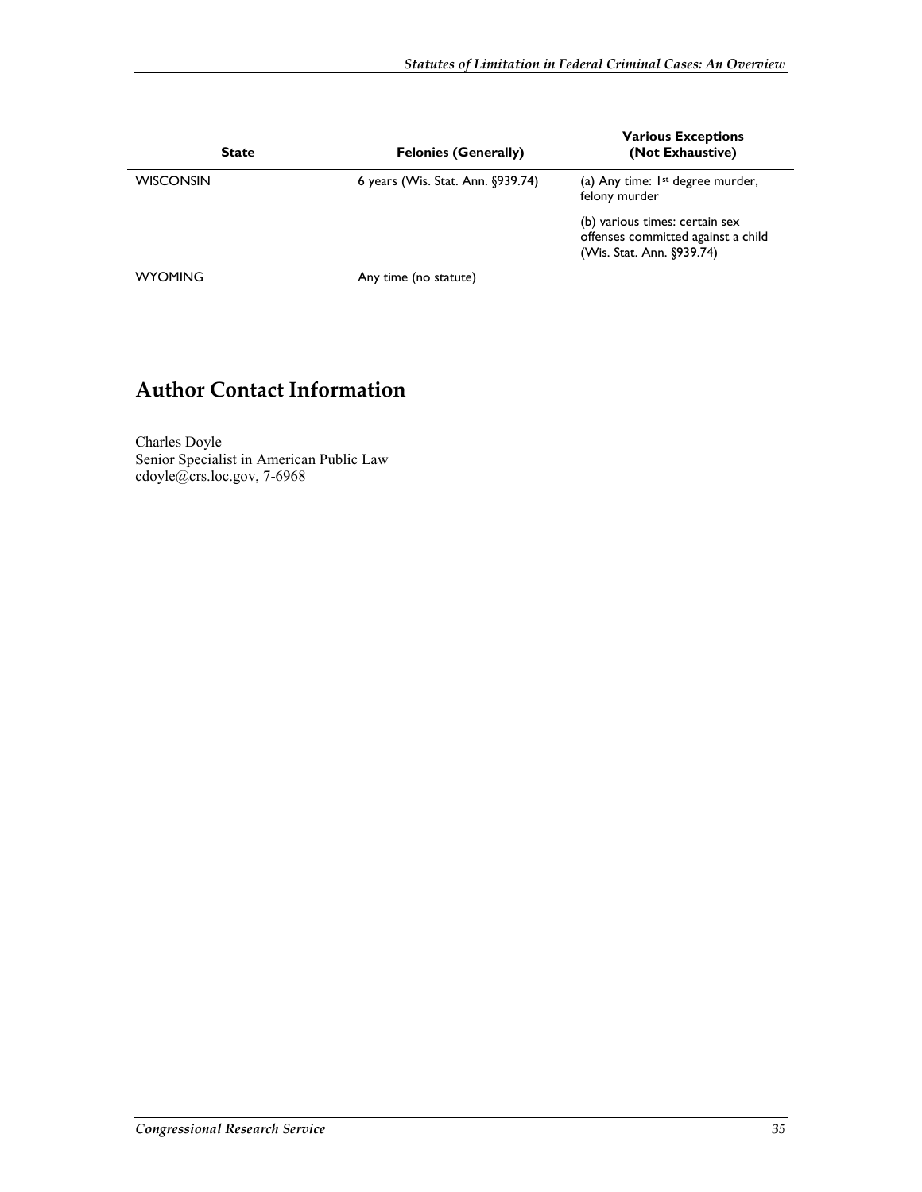| State | Felonies (Generally) | Various Exceptions (Not Exhaustive) |
|---|---|---|
| WISCONSIN | 6 years (Wis. Stat. Ann. §939.74) | (a) Any time: 1st degree murder, felony murder |
| | | (b) various times: certain sex offenses committed against a child (Wis. Stat. Ann. §939.74) |
| WYOMING | Any time (no statute) | |

## Author Contact Information

Charles Doyle
Senior Specialist in American Public Law
cdoyle@crs.loc.gov, 7-6968